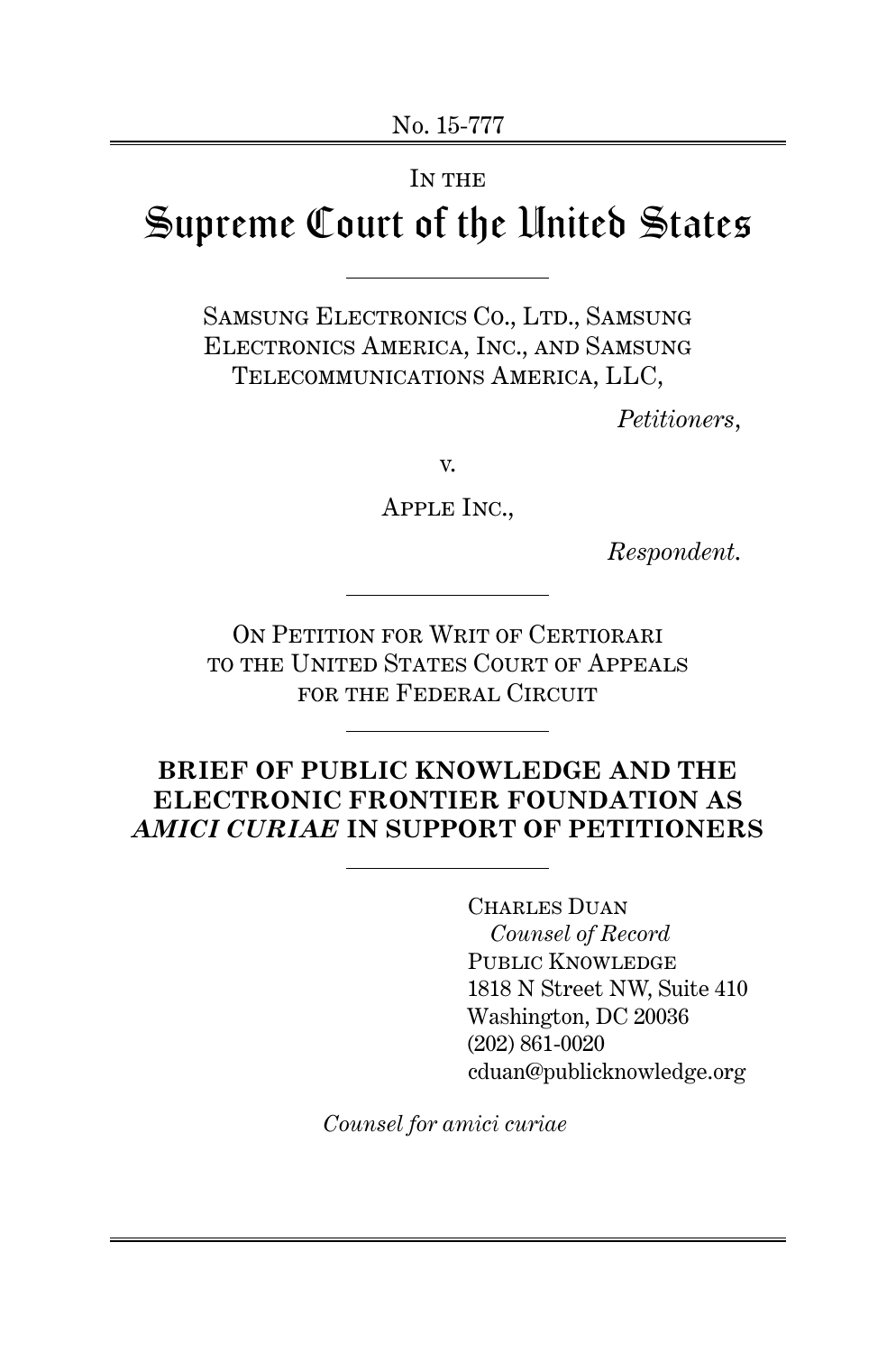No. 15-777

IN THE

# Supreme Court of the United States

SAMSUNG ELECTRONICS CO., LTD., SAMSUNG ELECTRONICS AMERICA, INC., AND SAMSUNG TELECOMMUNICATIONS AMERICA, LLC,

*Petitioners*,

v.

APPLE INC.,

*Respondent*.

ON PETITION FOR WRIT OF CERTIORARI TO THE UNITED STATES COURT OF APPEALS FOR THE FEDERAL CIRCUIT

## BRIEF OF PUBLIC KNOWLEDGE AND THE ELECTRONIC FRONTIER FOUNDATION AS *AMICI CURIAE* IN SUPPORT OF PETITIONERS

CHARLES DUAN
*Counsel of Record*
PUBLIC KNOWLEDGE
1818 N Street NW, Suite 410
Washington, DC 20036
(202) 861-0020
cduan@publicknowledge.org

*Counsel for amici curiae*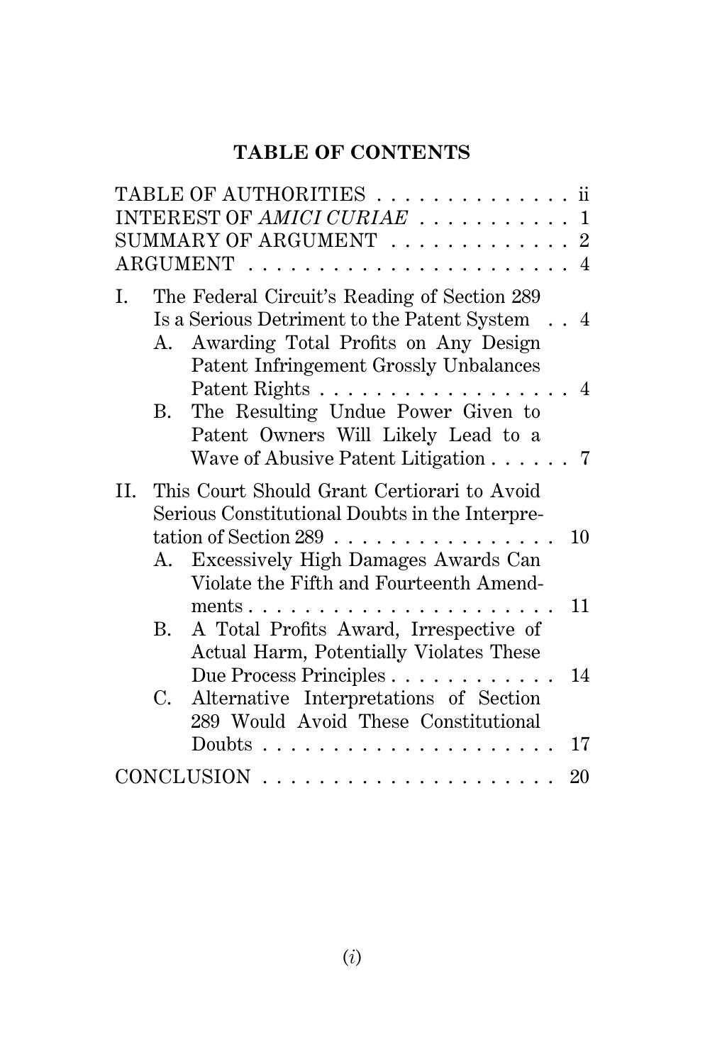## TABLE OF CONTENTS

TABLE OF AUTHORITIES . . . . . . . . . . . . . . ii
INTEREST OF *AMICI CURIAE* . . . . . . . . . . . 1
SUMMARY OF ARGUMENT . . . . . . . . . . . . . 2
ARGUMENT . . . . . . . . . . . . . . . . . . . . . . . . 4

I. The Federal Circuit's Reading of Section 289 Is a Serious Detriment to the Patent System . . 4
   A. Awarding Total Profits on Any Design Patent Infringement Grossly Unbalances Patent Rights . . . . . . . . . . . . . . . . . . 4
   B. The Resulting Undue Power Given to Patent Owners Will Likely Lead to a Wave of Abusive Patent Litigation . . . . . . 7

II. This Court Should Grant Certiorari to Avoid Serious Constitutional Doubts in the Interpretation of Section 289 . . . . . . . . . . . . . . . . 10
   A. Excessively High Damages Awards Can Violate the Fifth and Fourteenth Amendments . . . . . . . . . . . . . . . . . . . . . . 11
   B. A Total Profits Award, Irrespective of Actual Harm, Potentially Violates These Due Process Principles . . . . . . . . . . . . 14
   C. Alternative Interpretations of Section 289 Would Avoid These Constitutional Doubts . . . . . . . . . . . . . . . . . . . . . 17

CONCLUSION . . . . . . . . . . . . . . . . . . . . . 20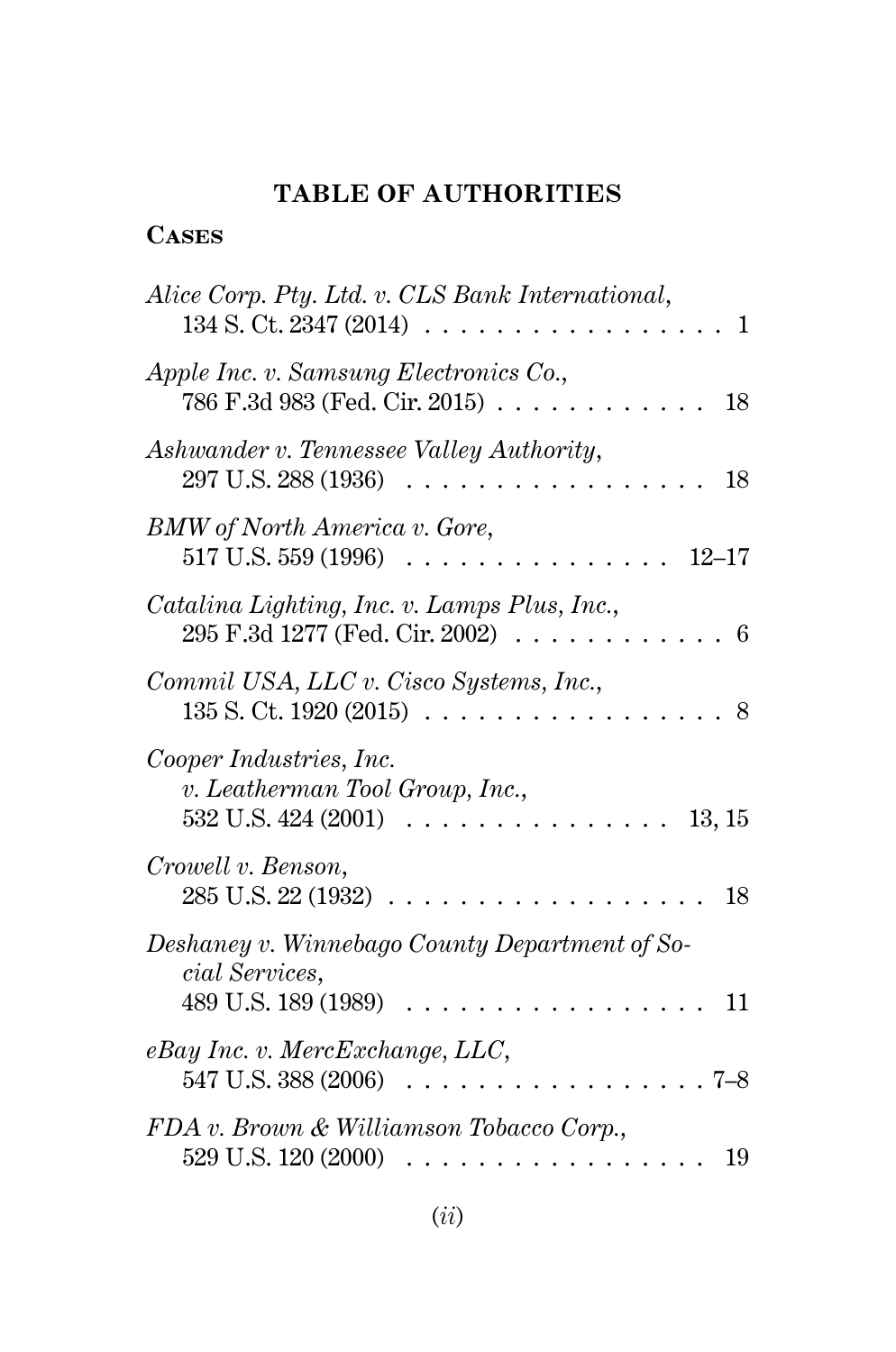## TABLE OF AUTHORITIES

### Cases

*Alice Corp. Pty. Ltd. v. CLS Bank International*, 134 S. Ct. 2347 (2014) . . . . . . . . . . . . . . . . . . 1

*Apple Inc. v. Samsung Electronics Co.*, 786 F.3d 983 (Fed. Cir. 2015) . . . . . . . . . . . . 18

*Ashwander v. Tennessee Valley Authority*, 297 U.S. 288 (1936) . . . . . . . . . . . . . . . . . 18

*BMW of North America v. Gore*, 517 U.S. 559 (1996) . . . . . . . . . . . . . . . 12–17

*Catalina Lighting, Inc. v. Lamps Plus, Inc.*, 295 F.3d 1277 (Fed. Cir. 2002) . . . . . . . . . . . . 6

*Commil USA, LLC v. Cisco Systems, Inc.*, 135 S. Ct. 1920 (2015) . . . . . . . . . . . . . . . . . . 8

*Cooper Industries, Inc. v. Leatherman Tool Group, Inc.*, 532 U.S. 424 (2001) . . . . . . . . . . . . . . . 13, 15

*Crowell v. Benson*, 285 U.S. 22 (1932) . . . . . . . . . . . . . . . . . . 18

*Deshaney v. Winnebago County Department of Social Services*, 489 U.S. 189 (1989) . . . . . . . . . . . . . . . . . 11

*eBay Inc. v. MercExchange, LLC*, 547 U.S. 388 (2006) . . . . . . . . . . . . . . . . . . 7–8

*FDA v. Brown & Williamson Tobacco Corp.*, 529 U.S. 120 (2000) . . . . . . . . . . . . . . . . . 19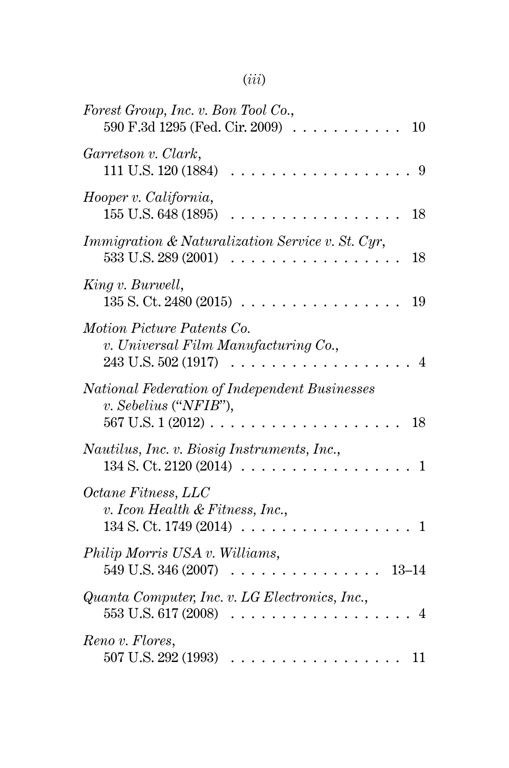*Forest Group, Inc. v. Bon Tool Co.*,
590 F.3d 1295 (Fed. Cir. 2009) . . . . . . . . . . . 10

*Garretson v. Clark*,
111 U.S. 120 (1884) . . . . . . . . . . . . . . . . . . 9

*Hooper v. California*,
155 U.S. 648 (1895) . . . . . . . . . . . . . . . . . 18

*Immigration & Naturalization Service v. St. Cyr*,
533 U.S. 289 (2001) . . . . . . . . . . . . . . . . . 18

*King v. Burwell*,
135 S. Ct. 2480 (2015) . . . . . . . . . . . . . . . . 19

*Motion Picture Patents Co. v. Universal Film Manufacturing Co.*,
243 U.S. 502 (1917) . . . . . . . . . . . . . . . . . . 4

*National Federation of Independent Businesses v. Sebelius ("NFIB")*,
567 U.S. 1 (2012) . . . . . . . . . . . . . . . . . . . 18

*Nautilus, Inc. v. Biosig Instruments, Inc.*,
134 S. Ct. 2120 (2014) . . . . . . . . . . . . . . . . . 1

*Octane Fitness, LLC v. Icon Health & Fitness, Inc.*,
134 S. Ct. 1749 (2014) . . . . . . . . . . . . . . . . . 1

*Philip Morris USA v. Williams*,
549 U.S. 346 (2007) . . . . . . . . . . . . . . . 13–14

*Quanta Computer, Inc. v. LG Electronics, Inc.*,
553 U.S. 617 (2008) . . . . . . . . . . . . . . . . . . 4

*Reno v. Flores*,
507 U.S. 292 (1993) . . . . . . . . . . . . . . . . . 11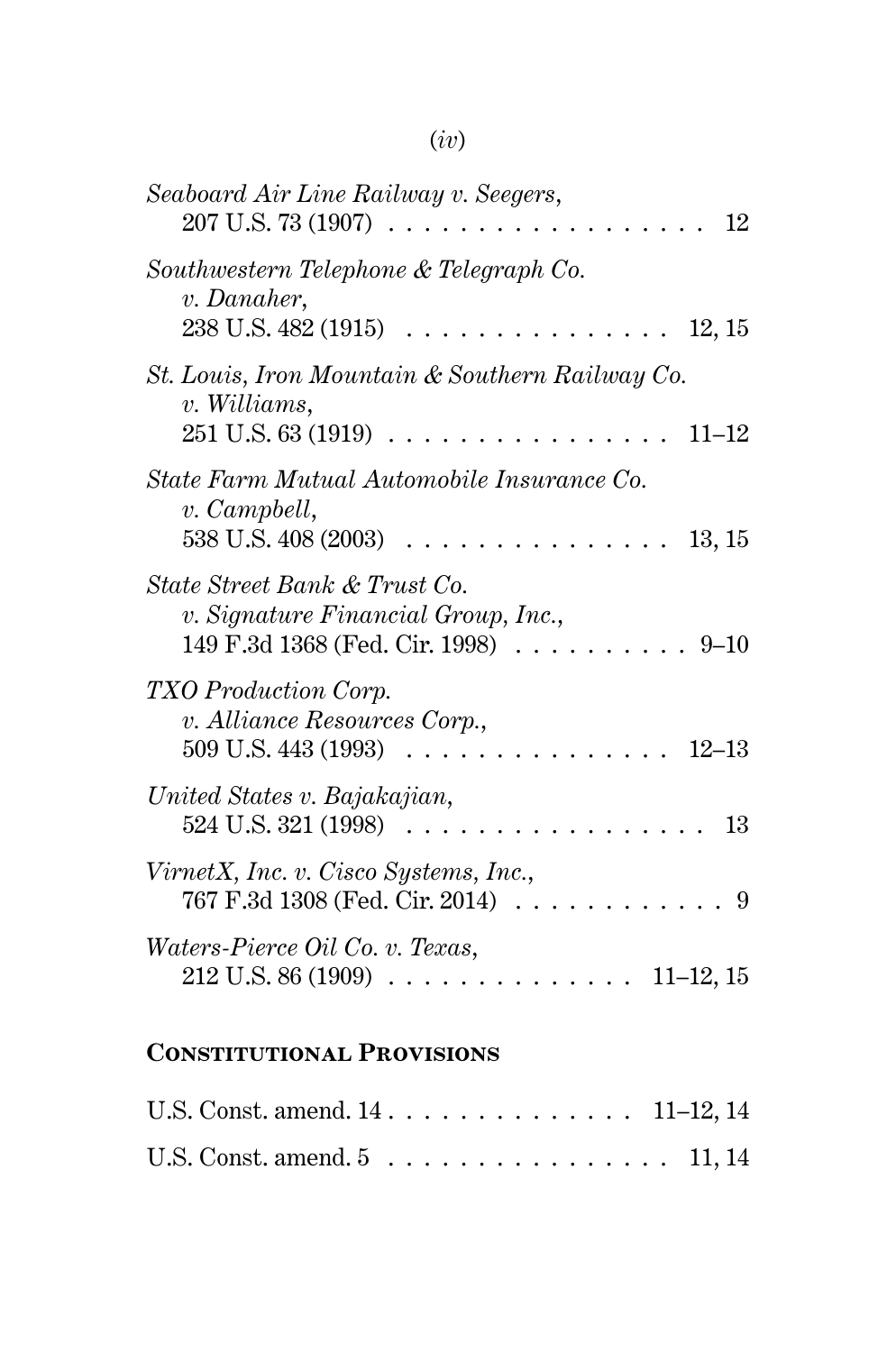*Seaboard Air Line Railway v. Seegers*,
207 U.S. 73 (1907) . . . . . . . . . . . . . . . . . . . 12

*Southwestern Telephone & Telegraph Co. v. Danaher*,
238 U.S. 482 (1915) . . . . . . . . . . . . . . . 12, 15

*St. Louis, Iron Mountain & Southern Railway Co. v. Williams*,
251 U.S. 63 (1919) . . . . . . . . . . . . . . . . 11–12

*State Farm Mutual Automobile Insurance Co. v. Campbell*,
538 U.S. 408 (2003) . . . . . . . . . . . . . . . 13, 15

*State Street Bank & Trust Co. v. Signature Financial Group, Inc.*,
149 F.3d 1368 (Fed. Cir. 1998) . . . . . . . . . . 9–10

*TXO Production Corp. v. Alliance Resources Corp.*,
509 U.S. 443 (1993) . . . . . . . . . . . . . . . 12–13

*United States v. Bajakajian*,
524 U.S. 321 (1998) . . . . . . . . . . . . . . . . . . 13

*VirnetX, Inc. v. Cisco Systems, Inc.*,
767 F.3d 1308 (Fed. Cir. 2014) . . . . . . . . . . . . 9

*Waters-Pierce Oil Co. v. Texas*,
212 U.S. 86 (1909) . . . . . . . . . . . . . . 11–12, 15

## Constitutional Provisions

U.S. Const. amend. 14 . . . . . . . . . . . . . . 11–12, 14

U.S. Const. amend. 5 . . . . . . . . . . . . . . . . 11, 14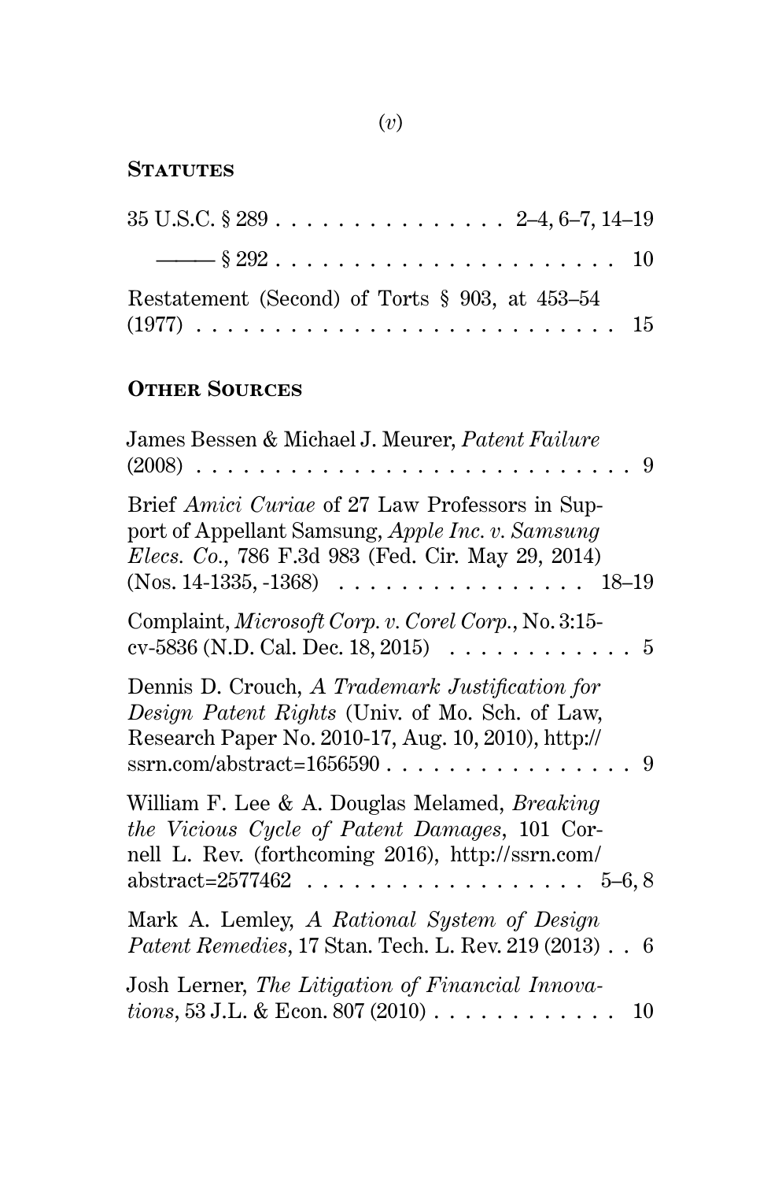## STATUTES

35 U.S.C. § 289 . . . . . . . . . . . . . . . 2–4, 6–7, 14–19

——— § 292 . . . . . . . . . . . . . . . . . . . . . . . 10

Restatement (Second) of Torts § 903, at 453–54 (1977) . . . . . . . . . . . . . . . . . . . . . . . . . . . 15

## OTHER SOURCES

James Bessen & Michael J. Meurer, *Patent Failure* (2008) . . . . . . . . . . . . . . . . . . . . . . . . . . . . 9

Brief *Amici Curiae* of 27 Law Professors in Support of Appellant Samsung, *Apple Inc. v. Samsung Elecs. Co.*, 786 F.3d 983 (Fed. Cir. May 29, 2014) (Nos. 14-1335, -1368) . . . . . . . . . . . . . . . . 18–19

Complaint, *Microsoft Corp. v. Corel Corp.*, No. 3:15-cv-5836 (N.D. Cal. Dec. 18, 2015) . . . . . . . . . . . . 5

Dennis D. Crouch, *A Trademark Justification for Design Patent Rights* (Univ. of Mo. Sch. of Law, Research Paper No. 2010-17, Aug. 10, 2010), http://ssrn.com/abstract=1656590 . . . . . . . . . . . . . . . . 9

William F. Lee & A. Douglas Melamed, *Breaking the Vicious Cycle of Patent Damages*, 101 Cornell L. Rev. (forthcoming 2016), http://ssrn.com/abstract=2577462 . . . . . . . . . . . . . . . . . . 5–6, 8

Mark A. Lemley, *A Rational System of Design Patent Remedies*, 17 Stan. Tech. L. Rev. 219 (2013) . . 6

Josh Lerner, *The Litigation of Financial Innovations*, 53 J.L. & Econ. 807 (2010) . . . . . . . . . . . . 10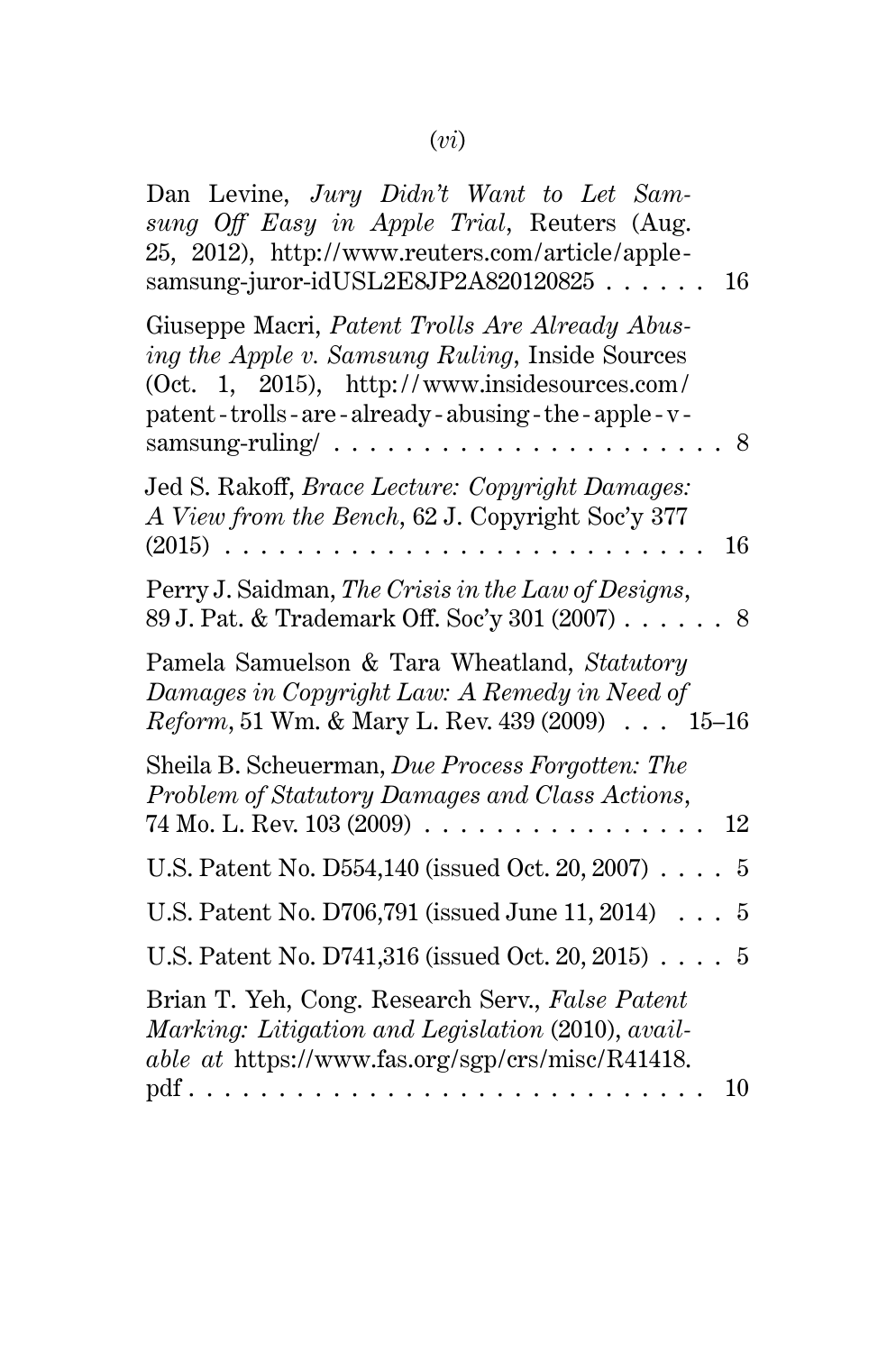Dan Levine, *Jury Didn't Want to Let Samsung Off Easy in Apple Trial*, Reuters (Aug. 25, 2012), http://www.reuters.com/article/apple-samsung-juror-idUSL2E8JP2A820120825 . . . . . . 16

Giuseppe Macri, *Patent Trolls Are Already Abusing the Apple v. Samsung Ruling*, Inside Sources (Oct. 1, 2015), http://www.insidesources.com/patent-trolls-are-already-abusing-the-apple-v-samsung-ruling/ . . . . . . . . . . . . . . . . . . . . . . 8

Jed S. Rakoff, *Brace Lecture: Copyright Damages: A View from the Bench*, 62 J. Copyright Soc'y 377 (2015) . . . . . . . . . . . . . . . . . . . . . . . . . . 16

Perry J. Saidman, *The Crisis in the Law of Designs*, 89 J. Pat. & Trademark Off. Soc'y 301 (2007) . . . . . . 8

Pamela Samuelson & Tara Wheatland, *Statutory Damages in Copyright Law: A Remedy in Need of Reform*, 51 Wm. & Mary L. Rev. 439 (2009) . . . 15–16

Sheila B. Scheuerman, *Due Process Forgotten: The Problem of Statutory Damages and Class Actions*, 74 Mo. L. Rev. 103 (2009) . . . . . . . . . . . . . . . . 12

U.S. Patent No. D554,140 (issued Oct. 20, 2007) . . . . 5

U.S. Patent No. D706,791 (issued June 11, 2014) . . . 5

U.S. Patent No. D741,316 (issued Oct. 20, 2015) . . . . 5

Brian T. Yeh, Cong. Research Serv., *False Patent Marking: Litigation and Legislation* (2010), *available at* https://www.fas.org/sgp/crs/misc/R41418.pdf . . . . . . . . . . . . . . . . . . . . . . . . . . . . 10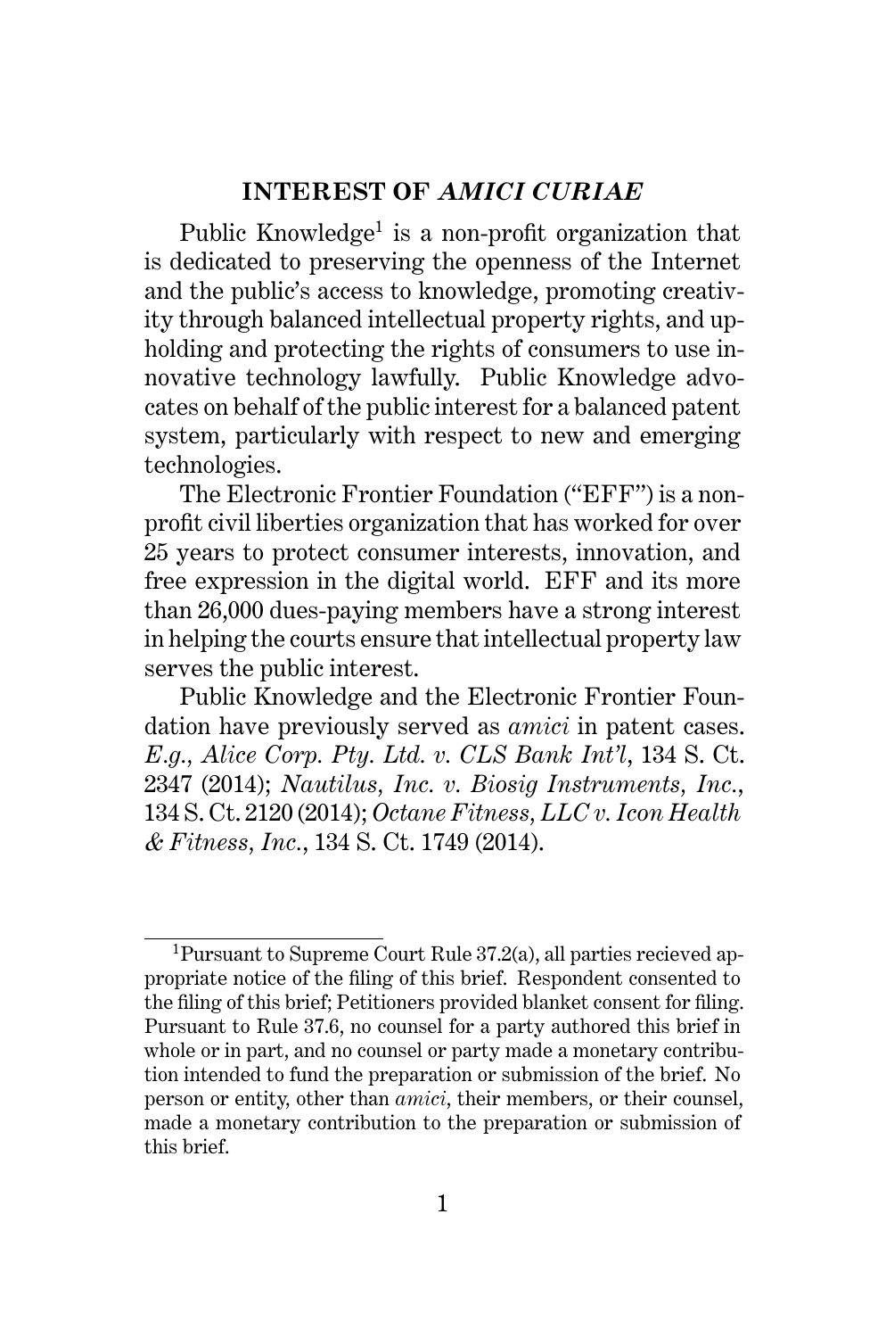## INTEREST OF *AMICI CURIAE*

Public Knowledge[1] is a non-profit organization that is dedicated to preserving the openness of the Internet and the public's access to knowledge, promoting creativity through balanced intellectual property rights, and upholding and protecting the rights of consumers to use innovative technology lawfully. Public Knowledge advocates on behalf of the public interest for a balanced patent system, particularly with respect to new and emerging technologies.

The Electronic Frontier Foundation ("EFF") is a non-profit civil liberties organization that has worked for over 25 years to protect consumer interests, innovation, and free expression in the digital world. EFF and its more than 26,000 dues-paying members have a strong interest in helping the courts ensure that intellectual property law serves the public interest.

Public Knowledge and the Electronic Frontier Foundation have previously served as *amici* in patent cases. *E.g.*, *Alice Corp. Pty. Ltd. v. CLS Bank Int'l*, 134 S. Ct. 2347 (2014); *Nautilus, Inc. v. Biosig Instruments, Inc.*, 134 S. Ct. 2120 (2014); *Octane Fitness, LLC v. Icon Health & Fitness, Inc.*, 134 S. Ct. 1749 (2014).

---

[1] Pursuant to Supreme Court Rule 37.2(a), all parties recieved appropriate notice of the filing of this brief. Respondent consented to the filing of this brief; Petitioners provided blanket consent for filing. Pursuant to Rule 37.6, no counsel for a party authored this brief in whole or in part, and no counsel or party made a monetary contribution intended to fund the preparation or submission of the brief. No person or entity, other than *amici*, their members, or their counsel, made a monetary contribution to the preparation or submission of this brief.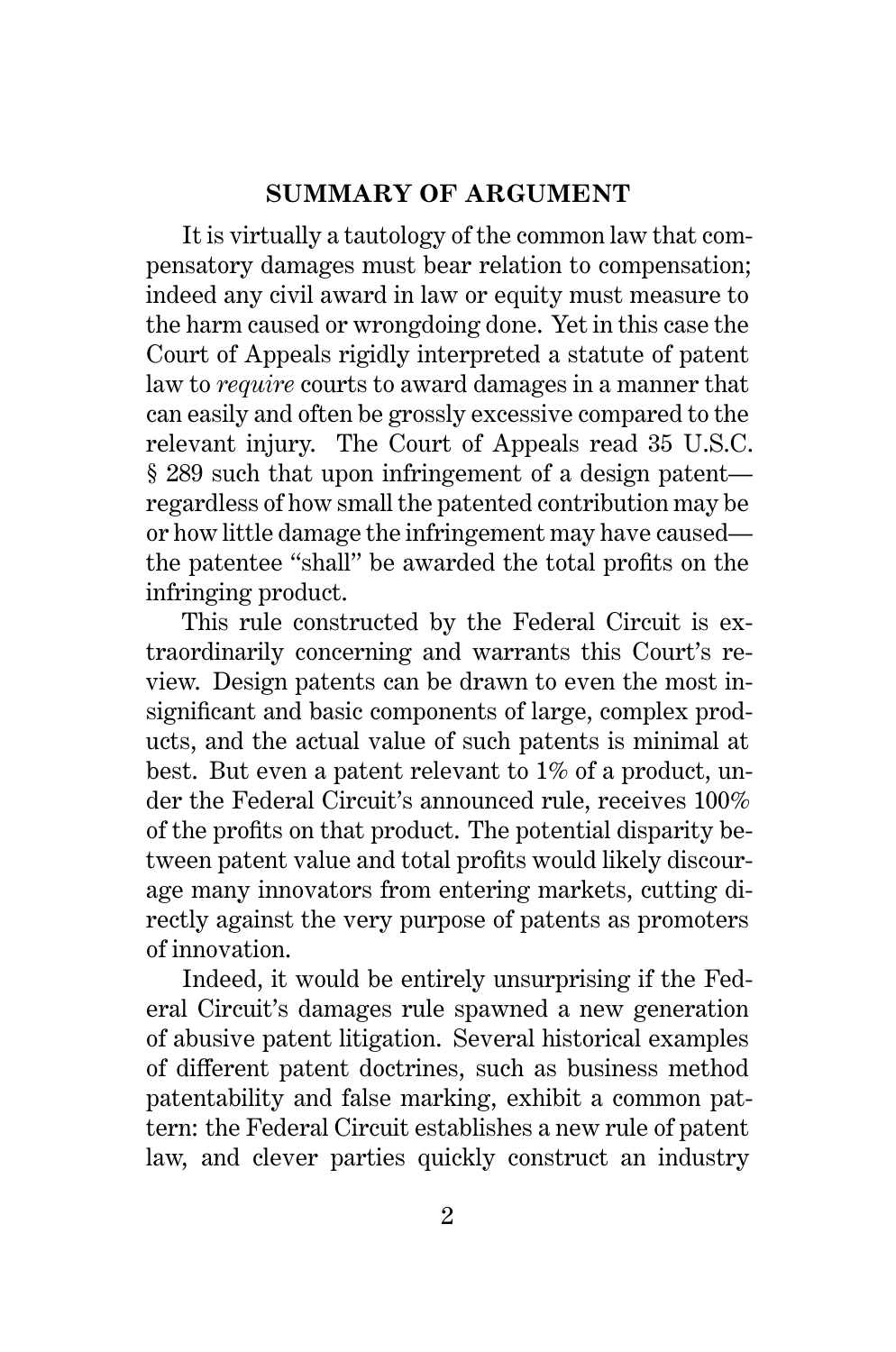## SUMMARY OF ARGUMENT

It is virtually a tautology of the common law that compensatory damages must bear relation to compensation; indeed any civil award in law or equity must measure to the harm caused or wrongdoing done. Yet in this case the Court of Appeals rigidly interpreted a statute of patent law to *require* courts to award damages in a manner that can easily and often be grossly excessive compared to the relevant injury. The Court of Appeals read 35 U.S.C. § 289 such that upon infringement of a design patent—regardless of how small the patented contribution may be or how little damage the infringement may have caused—the patentee "shall" be awarded the total profits on the infringing product.

This rule constructed by the Federal Circuit is extraordinarily concerning and warrants this Court's review. Design patents can be drawn to even the most insignificant and basic components of large, complex products, and the actual value of such patents is minimal at best. But even a patent relevant to 1% of a product, under the Federal Circuit's announced rule, receives 100% of the profits on that product. The potential disparity between patent value and total profits would likely discourage many innovators from entering markets, cutting directly against the very purpose of patents as promoters of innovation.

Indeed, it would be entirely unsurprising if the Federal Circuit's damages rule spawned a new generation of abusive patent litigation. Several historical examples of different patent doctrines, such as business method patentability and false marking, exhibit a common pattern: the Federal Circuit establishes a new rule of patent law, and clever parties quickly construct an industry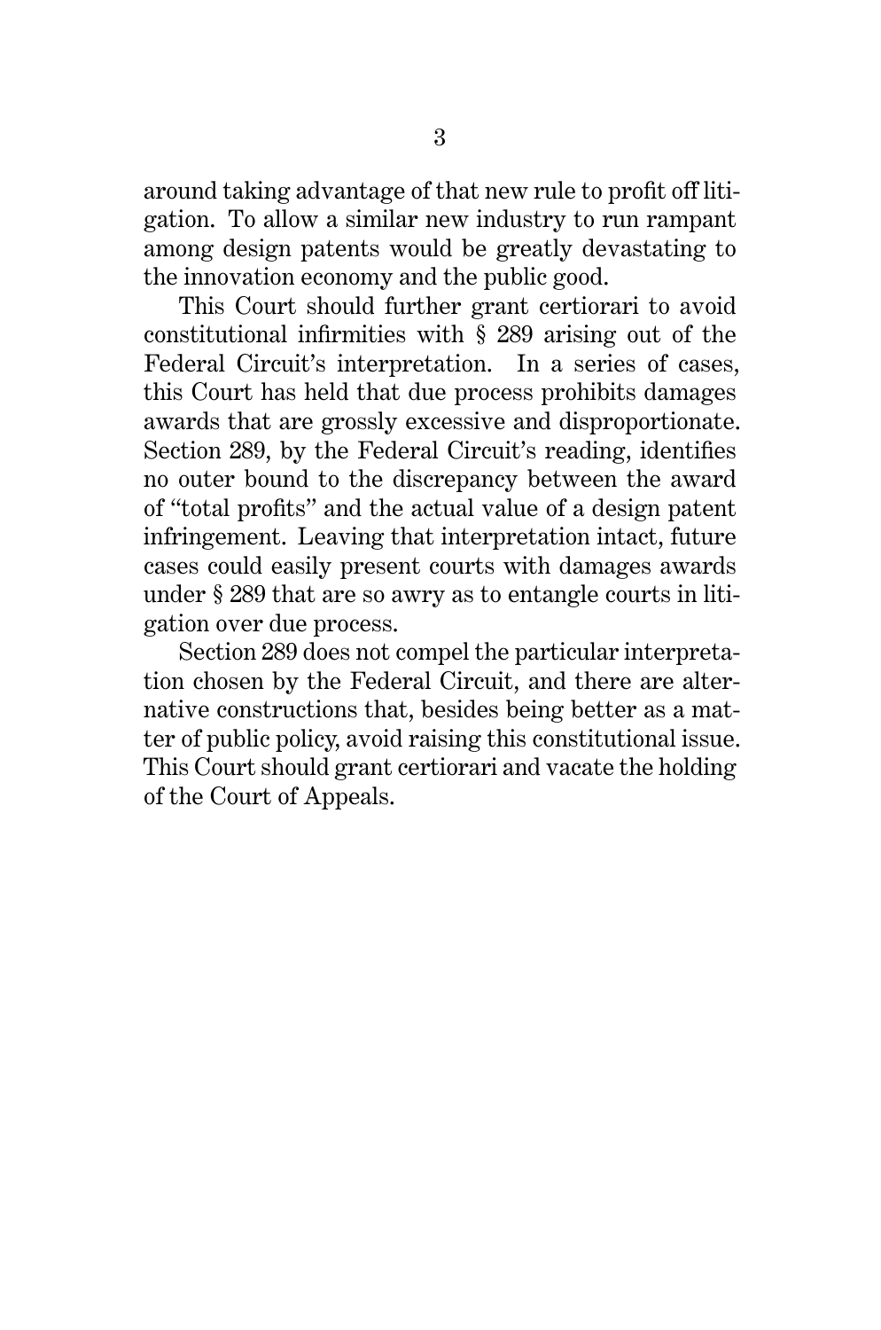around taking advantage of that new rule to profit off litigation. To allow a similar new industry to run rampant among design patents would be greatly devastating to the innovation economy and the public good.

This Court should further grant certiorari to avoid constitutional infirmities with § 289 arising out of the Federal Circuit's interpretation. In a series of cases, this Court has held that due process prohibits damages awards that are grossly excessive and disproportionate. Section 289, by the Federal Circuit's reading, identifies no outer bound to the discrepancy between the award of "total profits" and the actual value of a design patent infringement. Leaving that interpretation intact, future cases could easily present courts with damages awards under § 289 that are so awry as to entangle courts in litigation over due process.

Section 289 does not compel the particular interpretation chosen by the Federal Circuit, and there are alternative constructions that, besides being better as a matter of public policy, avoid raising this constitutional issue. This Court should grant certiorari and vacate the holding of the Court of Appeals.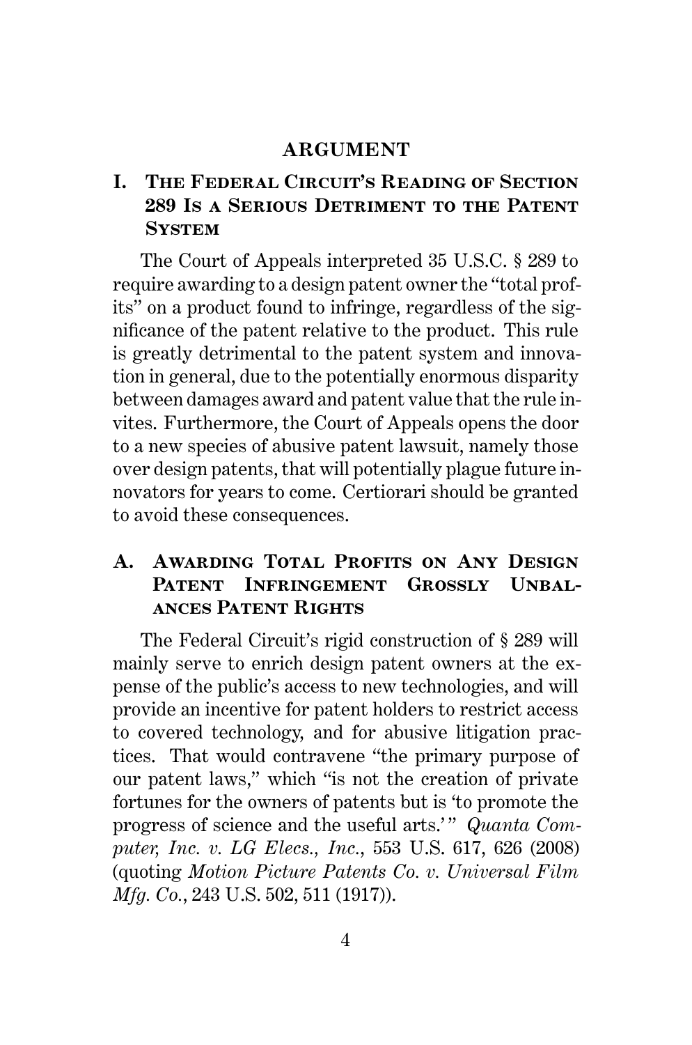## ARGUMENT

### I. The Federal Circuit's Reading of Section 289 Is a Serious Detriment to the Patent System

The Court of Appeals interpreted 35 U.S.C. § 289 to require awarding to a design patent owner the "total profits" on a product found to infringe, regardless of the significance of the patent relative to the product. This rule is greatly detrimental to the patent system and innovation in general, due to the potentially enormous disparity between damages award and patent value that the rule invites. Furthermore, the Court of Appeals opens the door to a new species of abusive patent lawsuit, namely those over design patents, that will potentially plague future innovators for years to come. Certiorari should be granted to avoid these consequences.

#### A. Awarding Total Profits on Any Design Patent Infringement Grossly Unbalances Patent Rights

The Federal Circuit's rigid construction of § 289 will mainly serve to enrich design patent owners at the expense of the public's access to new technologies, and will provide an incentive for patent holders to restrict access to covered technology, and for abusive litigation practices. That would contravene "the primary purpose of our patent laws," which "is not the creation of private fortunes for the owners of patents but is 'to promote the progress of science and the useful arts.'" *Quanta Computer, Inc. v. LG Elecs., Inc.*, 553 U.S. 617, 626 (2008) (quoting *Motion Picture Patents Co. v. Universal Film Mfg. Co.*, 243 U.S. 502, 511 (1917)).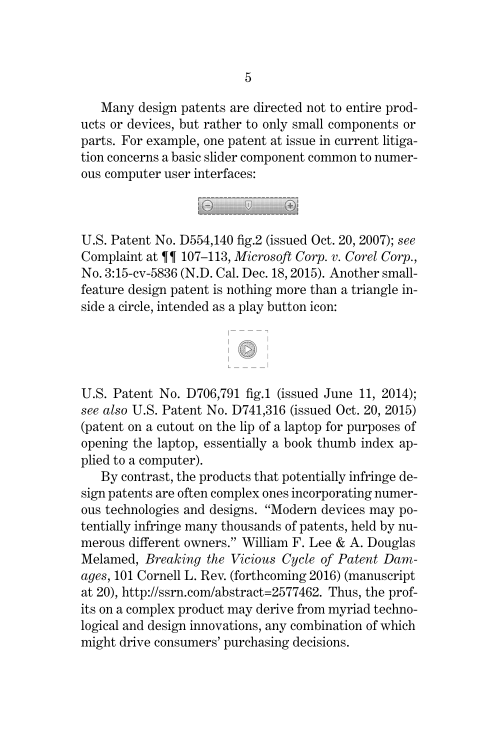Many design patents are directed not to entire products or devices, but rather to only small components or parts. For example, one patent at issue in current litigation concerns a basic slider component common to numerous computer user interfaces:

U.S. Patent No. D554,140 fig.2 (issued Oct. 20, 2007); *see* Complaint at ¶¶ 107–113, *Microsoft Corp. v. Corel Corp.*, No. 3:15-cv-5836 (N.D. Cal. Dec. 18, 2015). Another small-feature design patent is nothing more than a triangle inside a circle, intended as a play button icon:

U.S. Patent No. D706,791 fig.1 (issued June 11, 2014); *see also* U.S. Patent No. D741,316 (issued Oct. 20, 2015) (patent on a cutout on the lip of a laptop for purposes of opening the laptop, essentially a book thumb index applied to a computer).

By contrast, the products that potentially infringe design patents are often complex ones incorporating numerous technologies and designs. "Modern devices may potentially infringe many thousands of patents, held by numerous different owners." William F. Lee & A. Douglas Melamed, *Breaking the Vicious Cycle of Patent Damages*, 101 Cornell L. Rev. (forthcoming 2016) (manuscript at 20), http://ssrn.com/abstract=2577462. Thus, the profits on a complex product may derive from myriad technological and design innovations, any combination of which might drive consumers' purchasing decisions.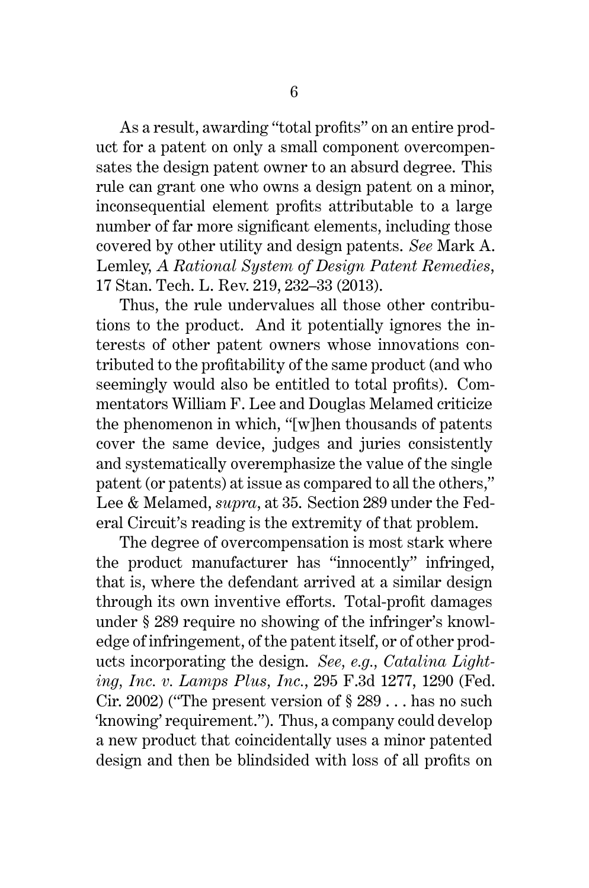As a result, awarding "total profits" on an entire product for a patent on only a small component overcompensates the design patent owner to an absurd degree. This rule can grant one who owns a design patent on a minor, inconsequential element profits attributable to a large number of far more significant elements, including those covered by other utility and design patents. *See* Mark A. Lemley, *A Rational System of Design Patent Remedies*, 17 Stan. Tech. L. Rev. 219, 232–33 (2013).

Thus, the rule undervalues all those other contributions to the product. And it potentially ignores the interests of other patent owners whose innovations contributed to the profitability of the same product (and who seemingly would also be entitled to total profits). Commentators William F. Lee and Douglas Melamed criticize the phenomenon in which, "[w]hen thousands of patents cover the same device, judges and juries consistently and systematically overemphasize the value of the single patent (or patents) at issue as compared to all the others," Lee & Melamed, *supra*, at 35. Section 289 under the Federal Circuit's reading is the extremity of that problem.

The degree of overcompensation is most stark where the product manufacturer has "innocently" infringed, that is, where the defendant arrived at a similar design through its own inventive efforts. Total-profit damages under § 289 require no showing of the infringer's knowledge of infringement, of the patent itself, or of other products incorporating the design. *See, e.g., Catalina Lighting, Inc. v. Lamps Plus, Inc.*, 295 F.3d 1277, 1290 (Fed. Cir. 2002) ("The present version of § 289 . . . has no such 'knowing' requirement."). Thus, a company could develop a new product that coincidentally uses a minor patented design and then be blindsided with loss of all profits on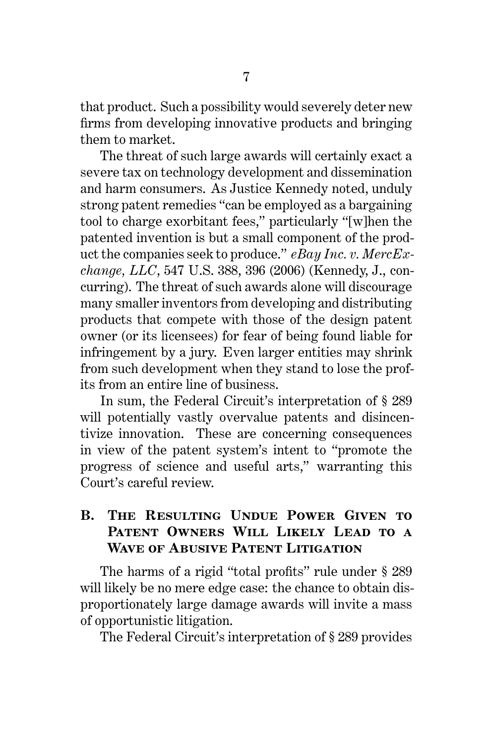that product. Such a possibility would severely deter new firms from developing innovative products and bringing them to market.

The threat of such large awards will certainly exact a severe tax on technology development and dissemination and harm consumers. As Justice Kennedy noted, unduly strong patent remedies "can be employed as a bargaining tool to charge exorbitant fees," particularly "[w]hen the patented invention is but a small component of the product the companies seek to produce." *eBay Inc. v. MercExchange, LLC*, 547 U.S. 388, 396 (2006) (Kennedy, J., concurring). The threat of such awards alone will discourage many smaller inventors from developing and distributing products that compete with those of the design patent owner (or its licensees) for fear of being found liable for infringement by a jury. Even larger entities may shrink from such development when they stand to lose the profits from an entire line of business.

In sum, the Federal Circuit's interpretation of § 289 will potentially vastly overvalue patents and disincentivize innovation. These are concerning consequences in view of the patent system's intent to "promote the progress of science and useful arts," warranting this Court's careful review.

## B. The Resulting Undue Power Given to Patent Owners Will Likely Lead to a Wave of Abusive Patent Litigation

The harms of a rigid "total profits" rule under § 289 will likely be no mere edge case: the chance to obtain disproportionately large damage awards will invite a mass of opportunistic litigation.

The Federal Circuit's interpretation of § 289 provides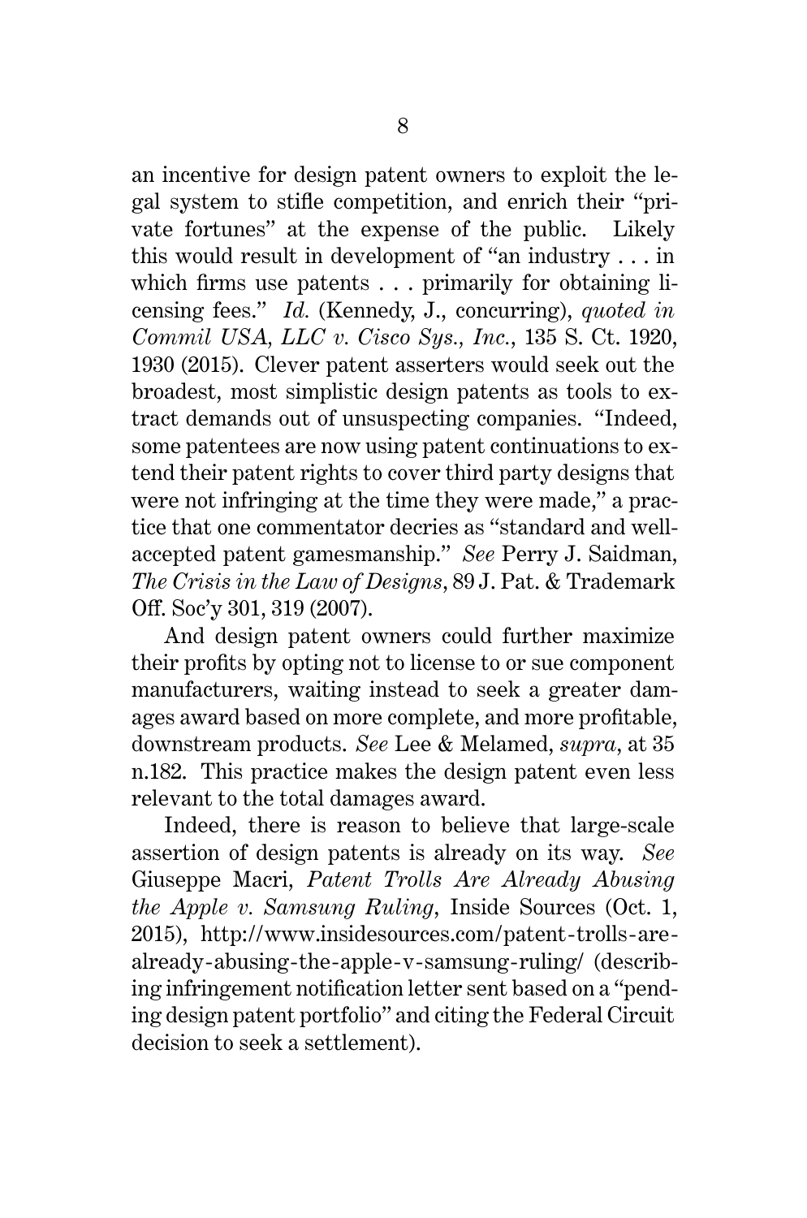an incentive for design patent owners to exploit the legal system to stifle competition, and enrich their "private fortunes" at the expense of the public. Likely this would result in development of "an industry . . . in which firms use patents . . . primarily for obtaining licensing fees." *Id.* (Kennedy, J., concurring), *quoted in Commil USA, LLC v. Cisco Sys., Inc.*, 135 S. Ct. 1920, 1930 (2015). Clever patent asserters would seek out the broadest, most simplistic design patents as tools to extract demands out of unsuspecting companies. "Indeed, some patentees are now using patent continuations to extend their patent rights to cover third party designs that were not infringing at the time they were made," a practice that one commentator decries as "standard and well-accepted patent gamesmanship." *See* Perry J. Saidman, *The Crisis in the Law of Designs*, 89 J. Pat. & Trademark Off. Soc'y 301, 319 (2007).

And design patent owners could further maximize their profits by opting not to license to or sue component manufacturers, waiting instead to seek a greater damages award based on more complete, and more profitable, downstream products. *See* Lee & Melamed, *supra*, at 35 n.182. This practice makes the design patent even less relevant to the total damages award.

Indeed, there is reason to believe that large-scale assertion of design patents is already on its way. *See* Giuseppe Macri, *Patent Trolls Are Already Abusing the Apple v. Samsung Ruling*, Inside Sources (Oct. 1, 2015), http://www.insidesources.com/patent-trolls-are-already-abusing-the-apple-v-samsung-ruling/ (describing infringement notification letter sent based on a "pending design patent portfolio" and citing the Federal Circuit decision to seek a settlement).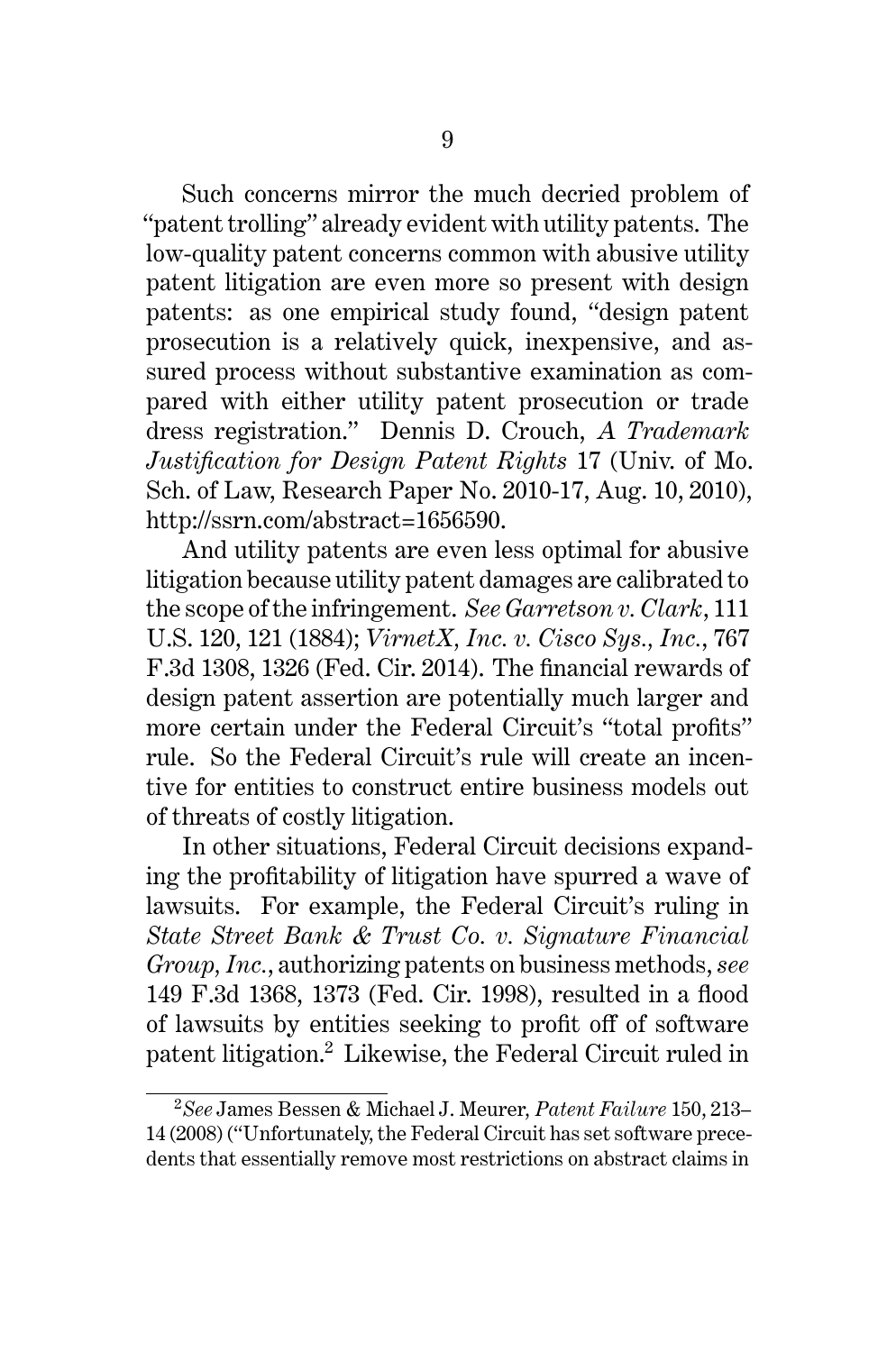Such concerns mirror the much decried problem of "patent trolling" already evident with utility patents. The low-quality patent concerns common with abusive utility patent litigation are even more so present with design patents: as one empirical study found, "design patent prosecution is a relatively quick, inexpensive, and assured process without substantive examination as compared with either utility patent prosecution or trade dress registration." Dennis D. Crouch, *A Trademark Justification for Design Patent Rights* 17 (Univ. of Mo. Sch. of Law, Research Paper No. 2010-17, Aug. 10, 2010), http://ssrn.com/abstract=1656590.

And utility patents are even less optimal for abusive litigation because utility patent damages are calibrated to the scope of the infringement. *See Garretson v. Clark*, 111 U.S. 120, 121 (1884); *VirnetX, Inc. v. Cisco Sys., Inc.*, 767 F.3d 1308, 1326 (Fed. Cir. 2014). The financial rewards of design patent assertion are potentially much larger and more certain under the Federal Circuit's "total profits" rule. So the Federal Circuit's rule will create an incentive for entities to construct entire business models out of threats of costly litigation.

In other situations, Federal Circuit decisions expanding the profitability of litigation have spurred a wave of lawsuits. For example, the Federal Circuit's ruling in *State Street Bank & Trust Co. v. Signature Financial Group, Inc.*, authorizing patents on business methods, *see* 149 F.3d 1368, 1373 (Fed. Cir. 1998), resulted in a flood of lawsuits by entities seeking to profit off of software patent litigation.[2] Likewise, the Federal Circuit ruled in

[2] *See* James Bessen & Michael J. Meurer, *Patent Failure* 150, 213–14 (2008) ("Unfortunately, the Federal Circuit has set software precedents that essentially remove most restrictions on abstract claims in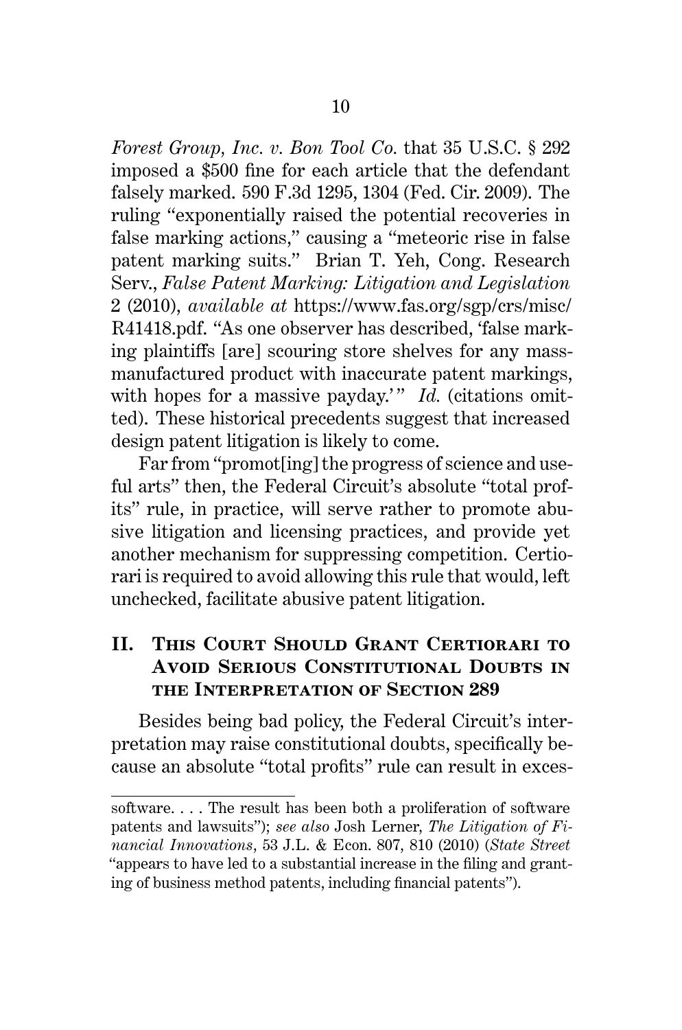*Forest Group, Inc. v. Bon Tool Co.* that 35 U.S.C. § 292 imposed a $500 fine for each article that the defendant falsely marked. 590 F.3d 1295, 1304 (Fed. Cir. 2009). The ruling "exponentially raised the potential recoveries in false marking actions," causing a "meteoric rise in false patent marking suits." Brian T. Yeh, Cong. Research Serv., *False Patent Marking: Litigation and Legislation* 2 (2010), *available at* https://www.fas.org/sgp/crs/misc/R41418.pdf. "As one observer has described, 'false marking plaintiffs [are] scouring store shelves for any mass-manufactured product with inaccurate patent markings, with hopes for a massive payday.'" *Id.* (citations omitted). These historical precedents suggest that increased design patent litigation is likely to come.

Far from "promot[ing] the progress of science and useful arts" then, the Federal Circuit's absolute "total profits" rule, in practice, will serve rather to promote abusive litigation and licensing practices, and provide yet another mechanism for suppressing competition. Certiorari is required to avoid allowing this rule that would, left unchecked, facilitate abusive patent litigation.

## II. This Court Should Grant Certiorari to Avoid Serious Constitutional Doubts in the Interpretation of Section 289

Besides being bad policy, the Federal Circuit's interpretation may raise constitutional doubts, specifically because an absolute "total profits" rule can result in exces-

---

software. . . . The result has been both a proliferation of software patents and lawsuits"); *see also* Josh Lerner, *The Litigation of Financial Innovations*, 53 J.L. & Econ. 807, 810 (2010) (*State Street* "appears to have led to a substantial increase in the filing and granting of business method patents, including financial patents").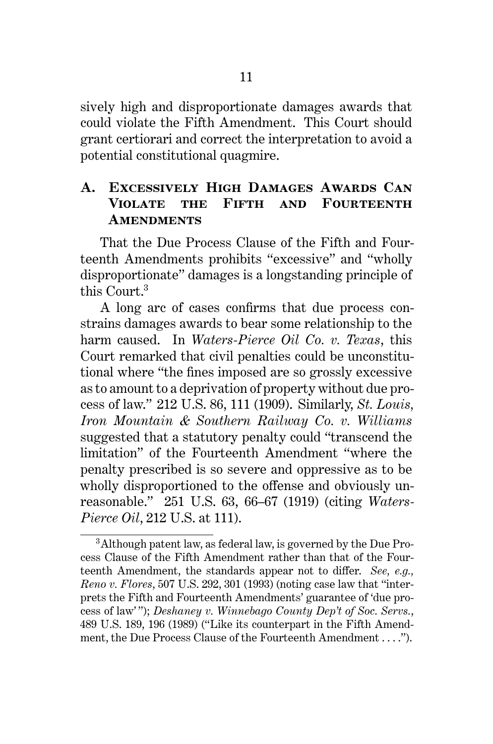sively high and disproportionate damages awards that could violate the Fifth Amendment. This Court should grant certiorari and correct the interpretation to avoid a potential constitutional quagmire.

### A. Excessively High Damages Awards Can Violate the Fifth and Fourteenth Amendments

That the Due Process Clause of the Fifth and Fourteenth Amendments prohibits "excessive" and "wholly disproportionate" damages is a longstanding principle of this Court.[3]

A long arc of cases confirms that due process constrains damages awards to bear some relationship to the harm caused. In *Waters-Pierce Oil Co. v. Texas*, this Court remarked that civil penalties could be unconstitutional where "the fines imposed are so grossly excessive as to amount to a deprivation of property without due process of law." 212 U.S. 86, 111 (1909). Similarly, *St. Louis, Iron Mountain & Southern Railway Co. v. Williams* suggested that a statutory penalty could "transcend the limitation" of the Fourteenth Amendment "where the penalty prescribed is so severe and oppressive as to be wholly disproportioned to the offense and obviously unreasonable." 251 U.S. 63, 66–67 (1919) (citing *Waters-Pierce Oil*, 212 U.S. at 111).

---

[3] Although patent law, as federal law, is governed by the Due Process Clause of the Fifth Amendment rather than that of the Fourteenth Amendment, the standards appear not to differ. *See, e.g.*, *Reno v. Flores*, 507 U.S. 292, 301 (1993) (noting case law that "interprets the Fifth and Fourteenth Amendments' guarantee of 'due process of law'"); *Deshaney v. Winnebago County Dep't of Soc. Servs.*, 489 U.S. 189, 196 (1989) ("Like its counterpart in the Fifth Amendment, the Due Process Clause of the Fourteenth Amendment . . . .").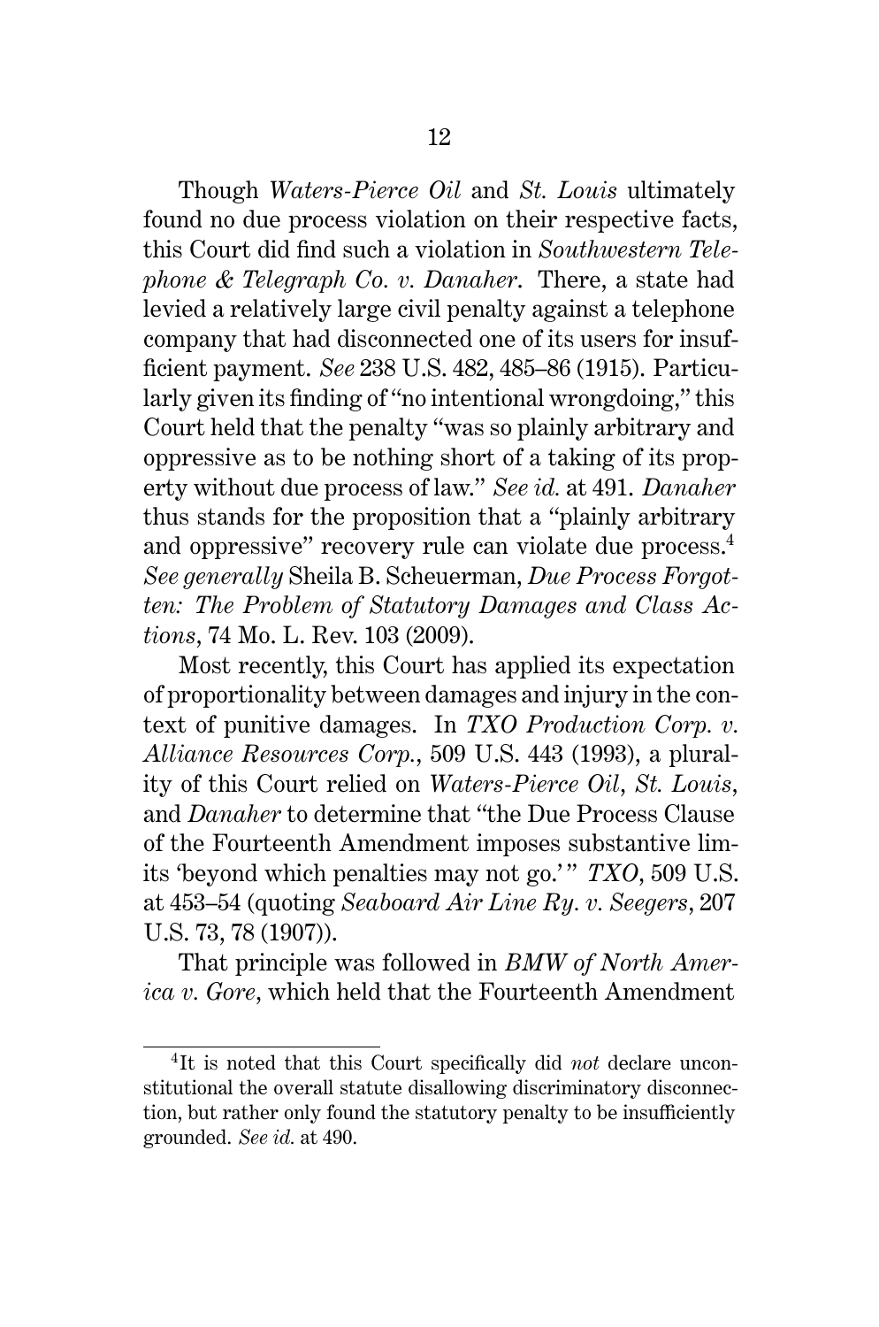Though *Waters-Pierce Oil* and *St. Louis* ultimately found no due process violation on their respective facts, this Court did find such a violation in *Southwestern Telephone & Telegraph Co. v. Danaher*. There, a state had levied a relatively large civil penalty against a telephone company that had disconnected one of its users for insufficient payment. *See* 238 U.S. 482, 485–86 (1915). Particularly given its finding of "no intentional wrongdoing," this Court held that the penalty "was so plainly arbitrary and oppressive as to be nothing short of a taking of its property without due process of law." *See id.* at 491. *Danaher* thus stands for the proposition that a "plainly arbitrary and oppressive" recovery rule can violate due process.[4] *See generally* Sheila B. Scheuerman, *Due Process Forgotten: The Problem of Statutory Damages and Class Actions*, 74 Mo. L. Rev. 103 (2009).

Most recently, this Court has applied its expectation of proportionality between damages and injury in the context of punitive damages. In *TXO Production Corp. v. Alliance Resources Corp.*, 509 U.S. 443 (1993), a plurality of this Court relied on *Waters-Pierce Oil*, *St. Louis*, and *Danaher* to determine that "the Due Process Clause of the Fourteenth Amendment imposes substantive limits 'beyond which penalties may not go.'" *TXO*, 509 U.S. at 453–54 (quoting *Seaboard Air Line Ry. v. Seegers*, 207 U.S. 73, 78 (1907)).

That principle was followed in *BMW of North America v. Gore*, which held that the Fourteenth Amendment

[4] It is noted that this Court specifically did *not* declare unconstitutional the overall statute disallowing discriminatory disconnection, but rather only found the statutory penalty to be insufficiently grounded. *See id.* at 490.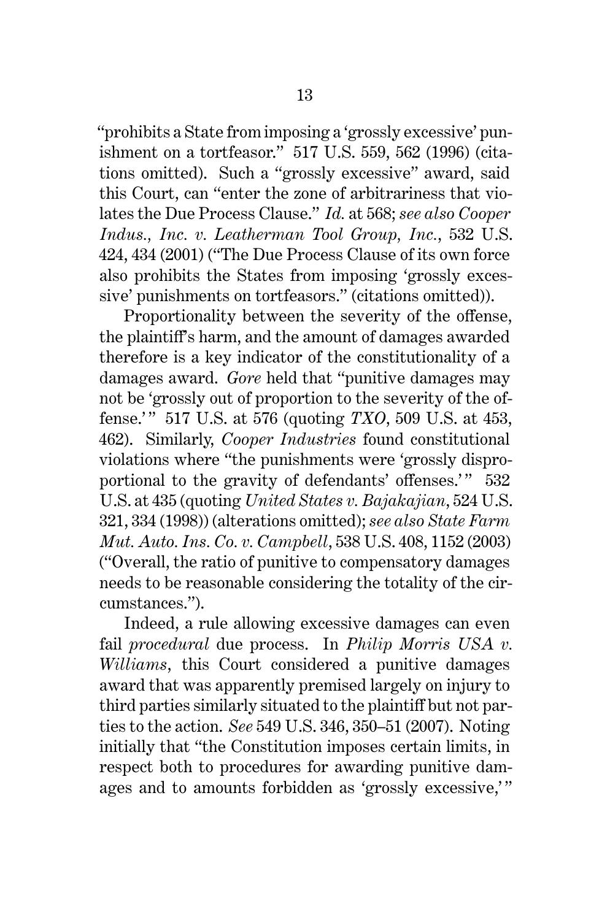"prohibits a State from imposing a 'grossly excessive' punishment on a tortfeasor." 517 U.S. 559, 562 (1996) (citations omitted). Such a "grossly excessive" award, said this Court, can "enter the zone of arbitrariness that violates the Due Process Clause." *Id.* at 568; *see also Cooper Indus., Inc. v. Leatherman Tool Group, Inc.*, 532 U.S. 424, 434 (2001) ("The Due Process Clause of its own force also prohibits the States from imposing 'grossly excessive' punishments on tortfeasors." (citations omitted)).

Proportionality between the severity of the offense, the plaintiff's harm, and the amount of damages awarded therefore is a key indicator of the constitutionality of a damages award. *Gore* held that "punitive damages may not be 'grossly out of proportion to the severity of the offense.'" 517 U.S. at 576 (quoting *TXO*, 509 U.S. at 453, 462). Similarly, *Cooper Industries* found constitutional violations where "the punishments were 'grossly disproportional to the gravity of defendants' offenses.'" 532 U.S. at 435 (quoting *United States v. Bajakajian*, 524 U.S. 321, 334 (1998)) (alterations omitted); *see also State Farm Mut. Auto. Ins. Co. v. Campbell*, 538 U.S. 408, 1152 (2003) ("Overall, the ratio of punitive to compensatory damages needs to be reasonable considering the totality of the circumstances.").

Indeed, a rule allowing excessive damages can even fail *procedural* due process. In *Philip Morris USA v. Williams*, this Court considered a punitive damages award that was apparently premised largely on injury to third parties similarly situated to the plaintiff but not parties to the action. *See* 549 U.S. 346, 350–51 (2007). Noting initially that "the Constitution imposes certain limits, in respect both to procedures for awarding punitive damages and to amounts forbidden as 'grossly excessive,'"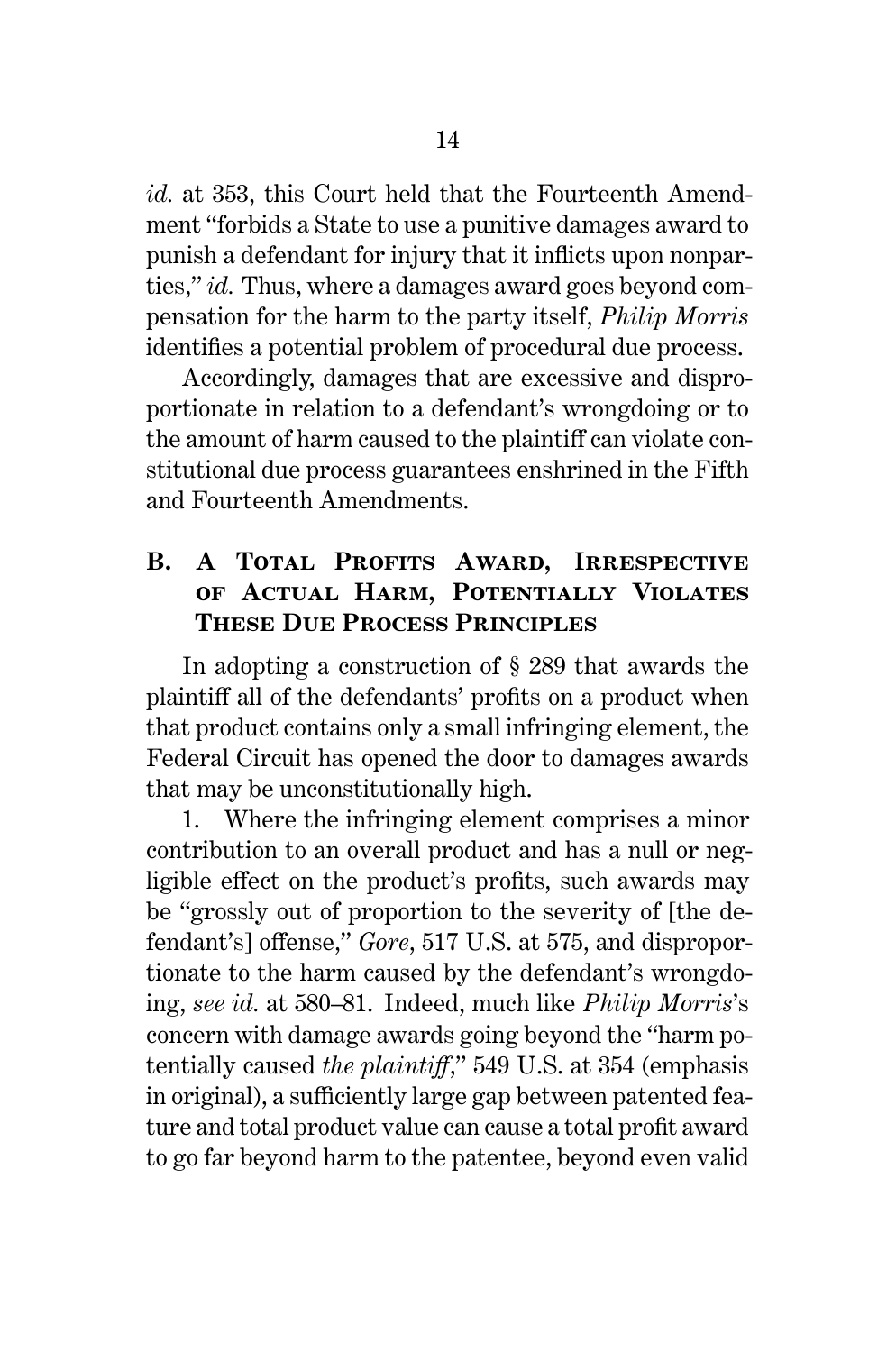*id.* at 353, this Court held that the Fourteenth Amendment "forbids a State to use a punitive damages award to punish a defendant for injury that it inflicts upon nonparties," *id.* Thus, where a damages award goes beyond compensation for the harm to the party itself, *Philip Morris* identifies a potential problem of procedural due process.

Accordingly, damages that are excessive and disproportionate in relation to a defendant's wrongdoing or to the amount of harm caused to the plaintiff can violate constitutional due process guarantees enshrined in the Fifth and Fourteenth Amendments.

## B. A Total Profits Award, Irrespective of Actual Harm, Potentially Violates These Due Process Principles

In adopting a construction of § 289 that awards the plaintiff all of the defendants' profits on a product when that product contains only a small infringing element, the Federal Circuit has opened the door to damages awards that may be unconstitutionally high.

1. Where the infringing element comprises a minor contribution to an overall product and has a null or negligible effect on the product's profits, such awards may be "grossly out of proportion to the severity of [the defendant's] offense," *Gore*, 517 U.S. at 575, and disproportionate to the harm caused by the defendant's wrongdoing, *see id.* at 580–81. Indeed, much like *Philip Morris*'s concern with damage awards going beyond the "harm potentially caused *the plaintiff*," 549 U.S. at 354 (emphasis in original), a sufficiently large gap between patented feature and total product value can cause a total profit award to go far beyond harm to the patentee, beyond even valid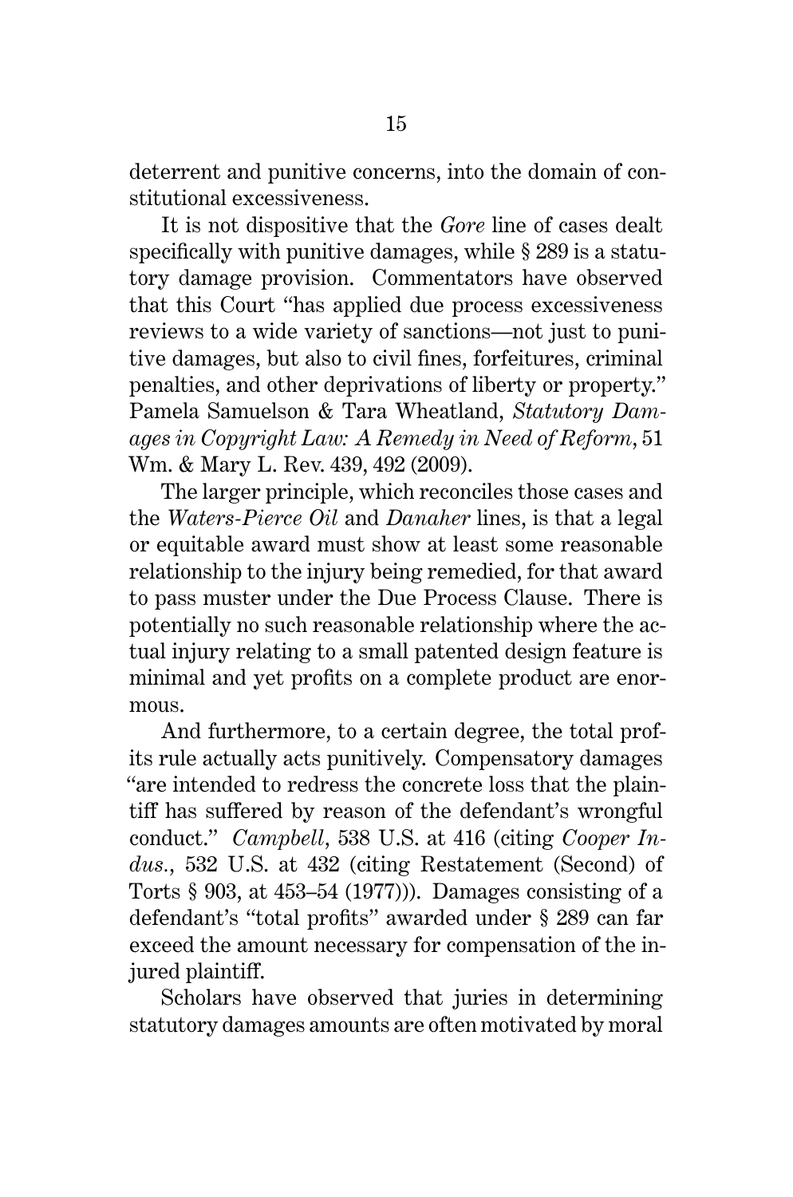deterrent and punitive concerns, into the domain of constitutional excessiveness.

It is not dispositive that the *Gore* line of cases dealt specifically with punitive damages, while § 289 is a statutory damage provision. Commentators have observed that this Court "has applied due process excessiveness reviews to a wide variety of sanctions—not just to punitive damages, but also to civil fines, forfeitures, criminal penalties, and other deprivations of liberty or property." Pamela Samuelson & Tara Wheatland, *Statutory Damages in Copyright Law: A Remedy in Need of Reform*, 51 Wm. & Mary L. Rev. 439, 492 (2009).

The larger principle, which reconciles those cases and the *Waters-Pierce Oil* and *Danaher* lines, is that a legal or equitable award must show at least some reasonable relationship to the injury being remedied, for that award to pass muster under the Due Process Clause. There is potentially no such reasonable relationship where the actual injury relating to a small patented design feature is minimal and yet profits on a complete product are enormous.

And furthermore, to a certain degree, the total profits rule actually acts punitively. Compensatory damages "are intended to redress the concrete loss that the plaintiff has suffered by reason of the defendant's wrongful conduct." *Campbell*, 538 U.S. at 416 (citing *Cooper Indus.*, 532 U.S. at 432 (citing Restatement (Second) of Torts § 903, at 453–54 (1977))). Damages consisting of a defendant's "total profits" awarded under § 289 can far exceed the amount necessary for compensation of the injured plaintiff.

Scholars have observed that juries in determining statutory damages amounts are often motivated by moral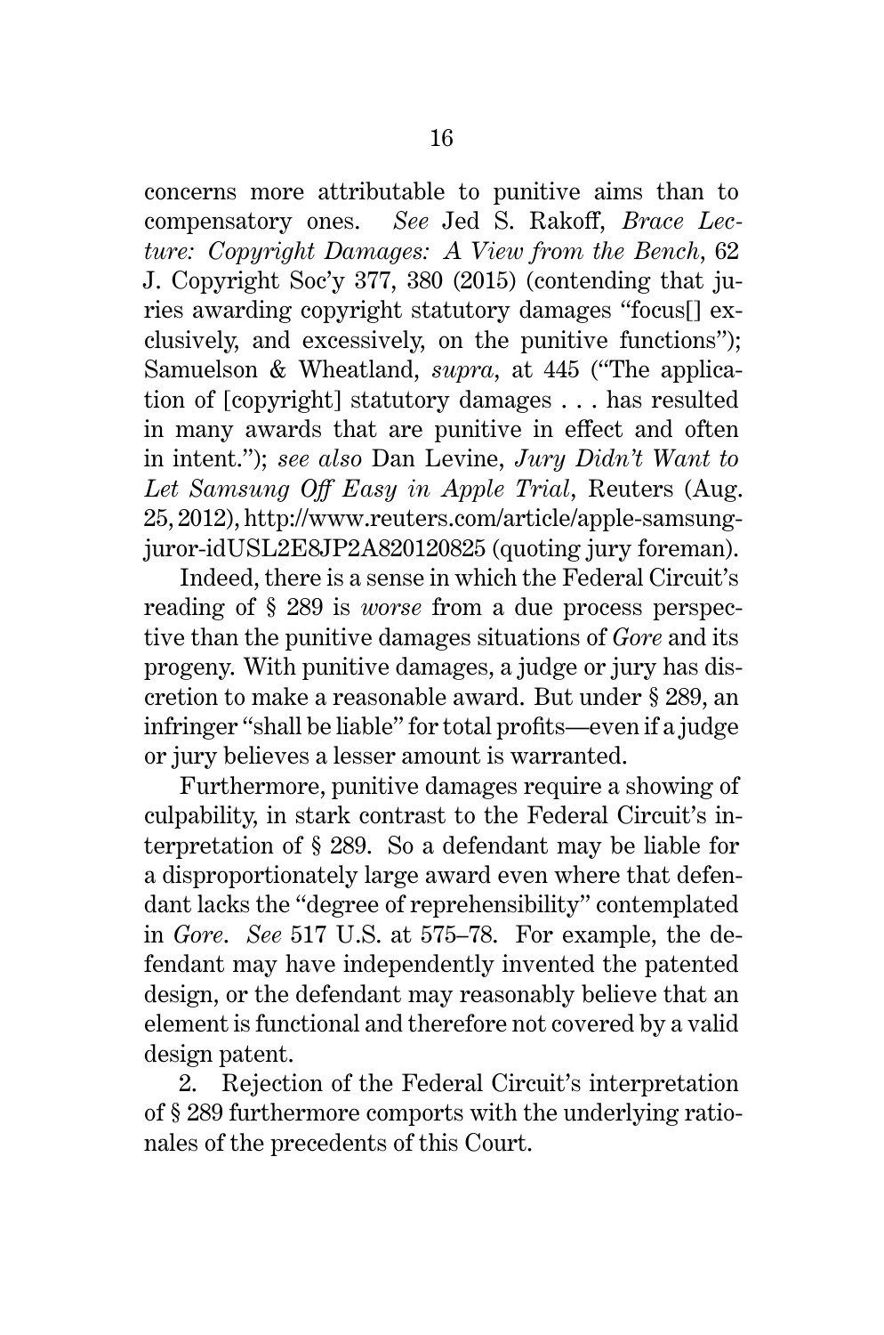concerns more attributable to punitive aims than to compensatory ones. *See* Jed S. Rakoff, *Brace Lecture: Copyright Damages: A View from the Bench*, 62 J. Copyright Soc'y 377, 380 (2015) (contending that juries awarding copyright statutory damages "focus[] exclusively, and excessively, on the punitive functions"); Samuelson & Wheatland, *supra*, at 445 ("The application of [copyright] statutory damages . . . has resulted in many awards that are punitive in effect and often in intent."); *see also* Dan Levine, *Jury Didn't Want to Let Samsung Off Easy in Apple Trial*, Reuters (Aug. 25, 2012), http://www.reuters.com/article/apple-samsung-juror-idUSL2E8JP2A820120825 (quoting jury foreman).

Indeed, there is a sense in which the Federal Circuit's reading of § 289 is *worse* from a due process perspective than the punitive damages situations of *Gore* and its progeny. With punitive damages, a judge or jury has discretion to make a reasonable award. But under § 289, an infringer "shall be liable" for total profits—even if a judge or jury believes a lesser amount is warranted.

Furthermore, punitive damages require a showing of culpability, in stark contrast to the Federal Circuit's interpretation of § 289. So a defendant may be liable for a disproportionately large award even where that defendant lacks the "degree of reprehensibility" contemplated in *Gore*. *See* 517 U.S. at 575–78. For example, the defendant may have independently invented the patented design, or the defendant may reasonably believe that an element is functional and therefore not covered by a valid design patent.

2. Rejection of the Federal Circuit's interpretation of § 289 furthermore comports with the underlying rationales of the precedents of this Court.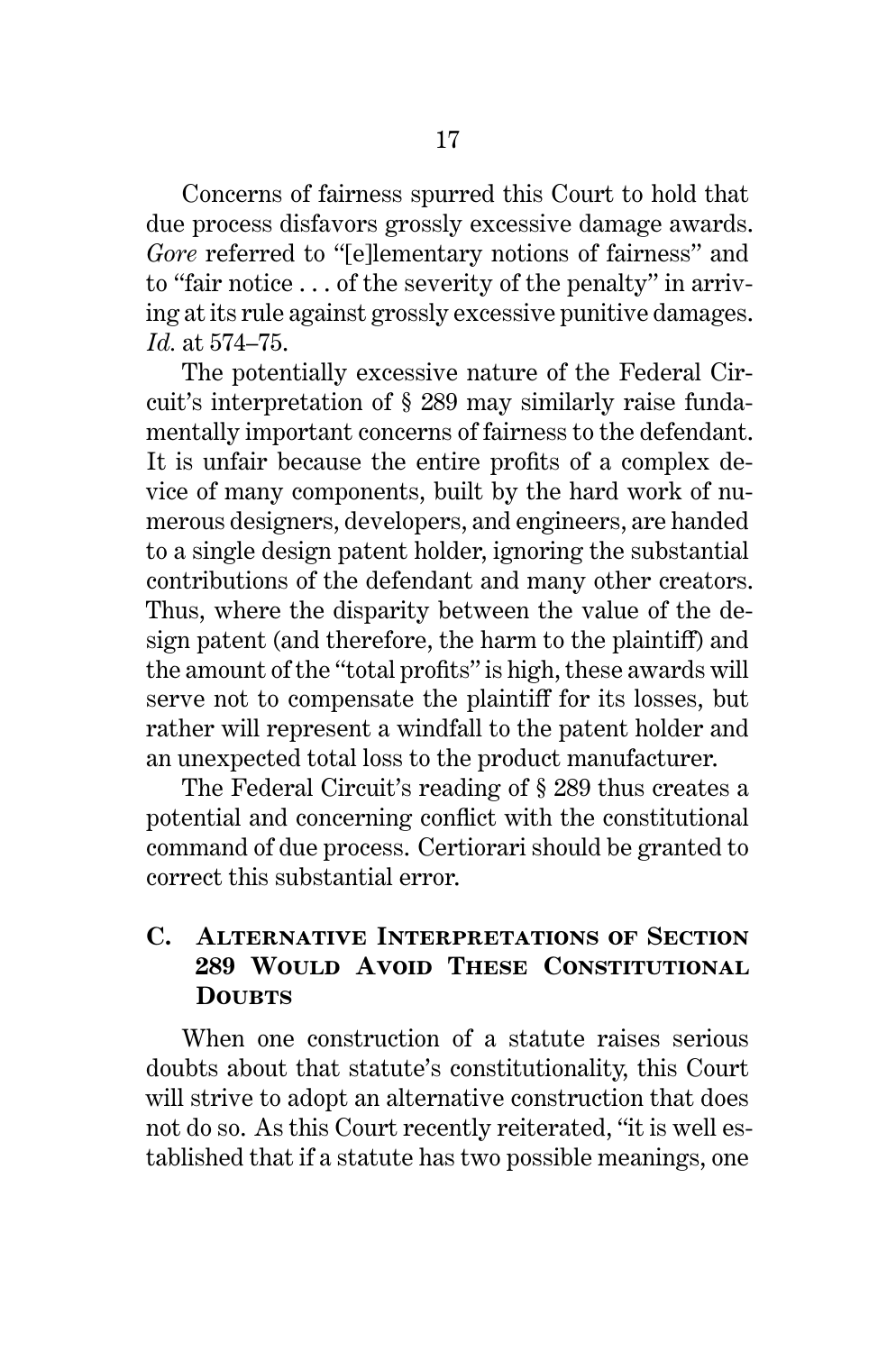Concerns of fairness spurred this Court to hold that due process disfavors grossly excessive damage awards. *Gore* referred to "[e]lementary notions of fairness" and to "fair notice . . . of the severity of the penalty" in arriving at its rule against grossly excessive punitive damages. *Id.* at 574–75.

The potentially excessive nature of the Federal Circuit's interpretation of § 289 may similarly raise fundamentally important concerns of fairness to the defendant. It is unfair because the entire profits of a complex device of many components, built by the hard work of numerous designers, developers, and engineers, are handed to a single design patent holder, ignoring the substantial contributions of the defendant and many other creators. Thus, where the disparity between the value of the design patent (and therefore, the harm to the plaintiff) and the amount of the "total profits" is high, these awards will serve not to compensate the plaintiff for its losses, but rather will represent a windfall to the patent holder and an unexpected total loss to the product manufacturer.

The Federal Circuit's reading of § 289 thus creates a potential and concerning conflict with the constitutional command of due process. Certiorari should be granted to correct this substantial error.

### C. Alternative Interpretations of Section 289 Would Avoid These Constitutional Doubts

When one construction of a statute raises serious doubts about that statute's constitutionality, this Court will strive to adopt an alternative construction that does not do so. As this Court recently reiterated, "it is well established that if a statute has two possible meanings, one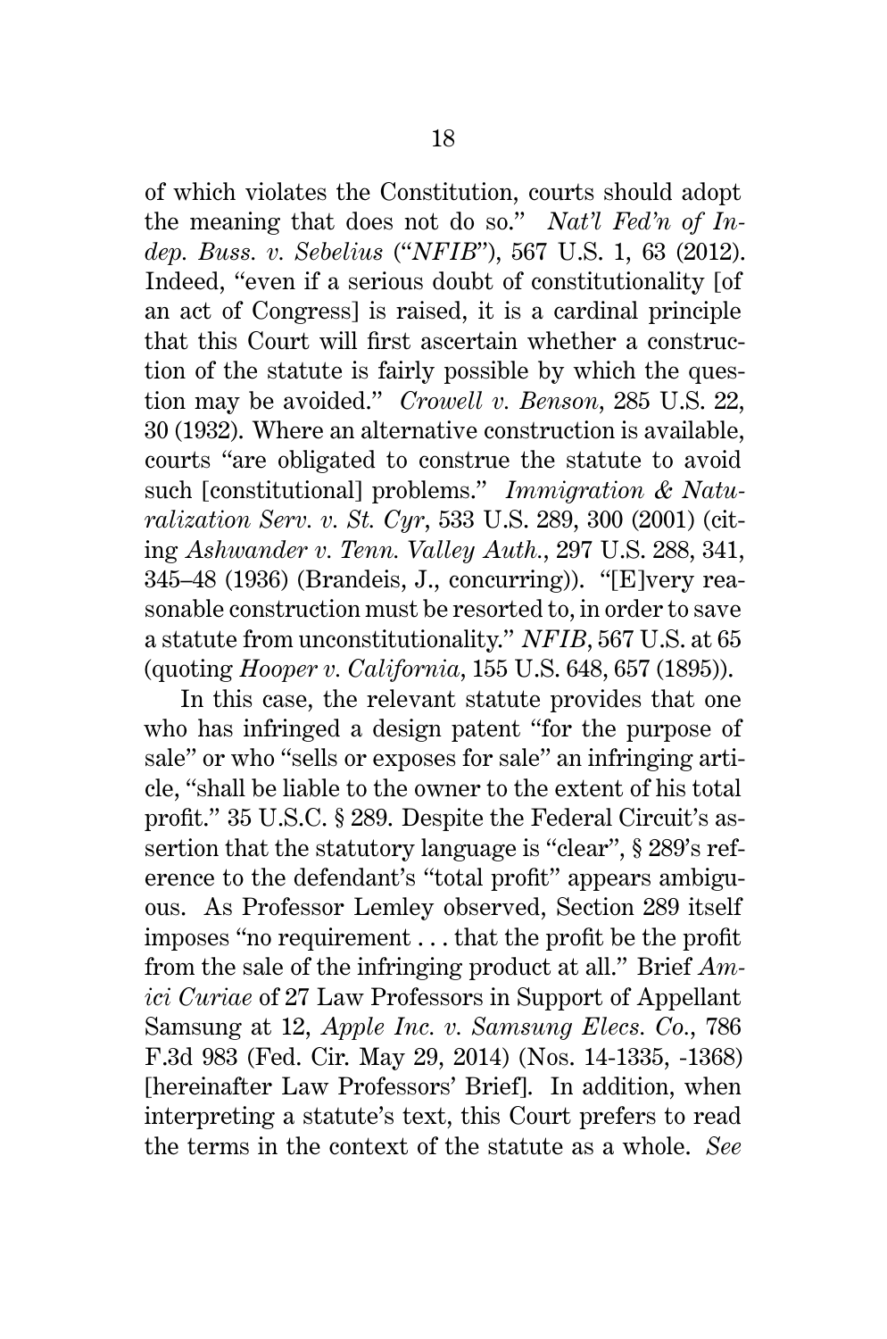of which violates the Constitution, courts should adopt the meaning that does not do so." *Nat'l Fed'n of Indep. Buss. v. Sebelius* ("*NFIB*"), 567 U.S. 1, 63 (2012). Indeed, "even if a serious doubt of constitutionality [of an act of Congress] is raised, it is a cardinal principle that this Court will first ascertain whether a construction of the statute is fairly possible by which the question may be avoided." *Crowell v. Benson*, 285 U.S. 22, 30 (1932). Where an alternative construction is available, courts "are obligated to construe the statute to avoid such [constitutional] problems." *Immigration & Naturalization Serv. v. St. Cyr*, 533 U.S. 289, 300 (2001) (citing *Ashwander v. Tenn. Valley Auth.*, 297 U.S. 288, 341, 345–48 (1936) (Brandeis, J., concurring)). "[E]very reasonable construction must be resorted to, in order to save a statute from unconstitutionality." *NFIB*, 567 U.S. at 65 (quoting *Hooper v. California*, 155 U.S. 648, 657 (1895)).

In this case, the relevant statute provides that one who has infringed a design patent "for the purpose of sale" or who "sells or exposes for sale" an infringing article, "shall be liable to the owner to the extent of his total profit." 35 U.S.C. § 289. Despite the Federal Circuit's assertion that the statutory language is "clear", § 289's reference to the defendant's "total profit" appears ambiguous. As Professor Lemley observed, Section 289 itself imposes "no requirement . . . that the profit be the profit from the sale of the infringing product at all." Brief *Amici Curiae* of 27 Law Professors in Support of Appellant Samsung at 12, *Apple Inc. v. Samsung Elecs. Co.*, 786 F.3d 983 (Fed. Cir. May 29, 2014) (Nos. 14-1335, -1368) [hereinafter Law Professors' Brief]. In addition, when interpreting a statute's text, this Court prefers to read the terms in the context of the statute as a whole. *See*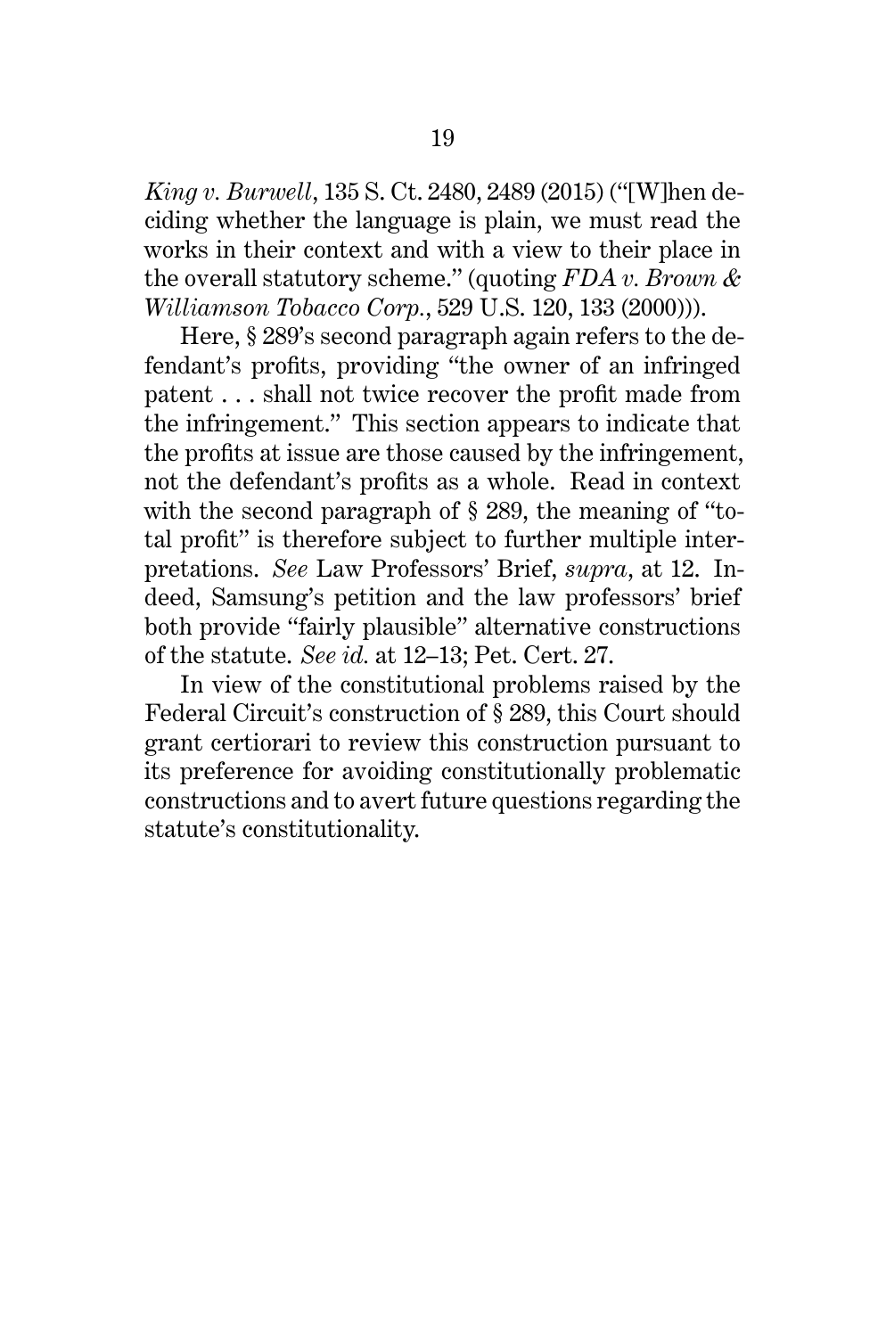*King v. Burwell*, 135 S. Ct. 2480, 2489 (2015) ("[W]hen deciding whether the language is plain, we must read the works in their context and with a view to their place in the overall statutory scheme." (quoting *FDA v. Brown & Williamson Tobacco Corp.*, 529 U.S. 120, 133 (2000))).

Here, § 289's second paragraph again refers to the defendant's profits, providing "the owner of an infringed patent . . . shall not twice recover the profit made from the infringement." This section appears to indicate that the profits at issue are those caused by the infringement, not the defendant's profits as a whole. Read in context with the second paragraph of § 289, the meaning of "total profit" is therefore subject to further multiple interpretations. *See* Law Professors' Brief, *supra*, at 12. Indeed, Samsung's petition and the law professors' brief both provide "fairly plausible" alternative constructions of the statute. *See id.* at 12–13; Pet. Cert. 27.

In view of the constitutional problems raised by the Federal Circuit's construction of § 289, this Court should grant certiorari to review this construction pursuant to its preference for avoiding constitutionally problematic constructions and to avert future questions regarding the statute's constitutionality.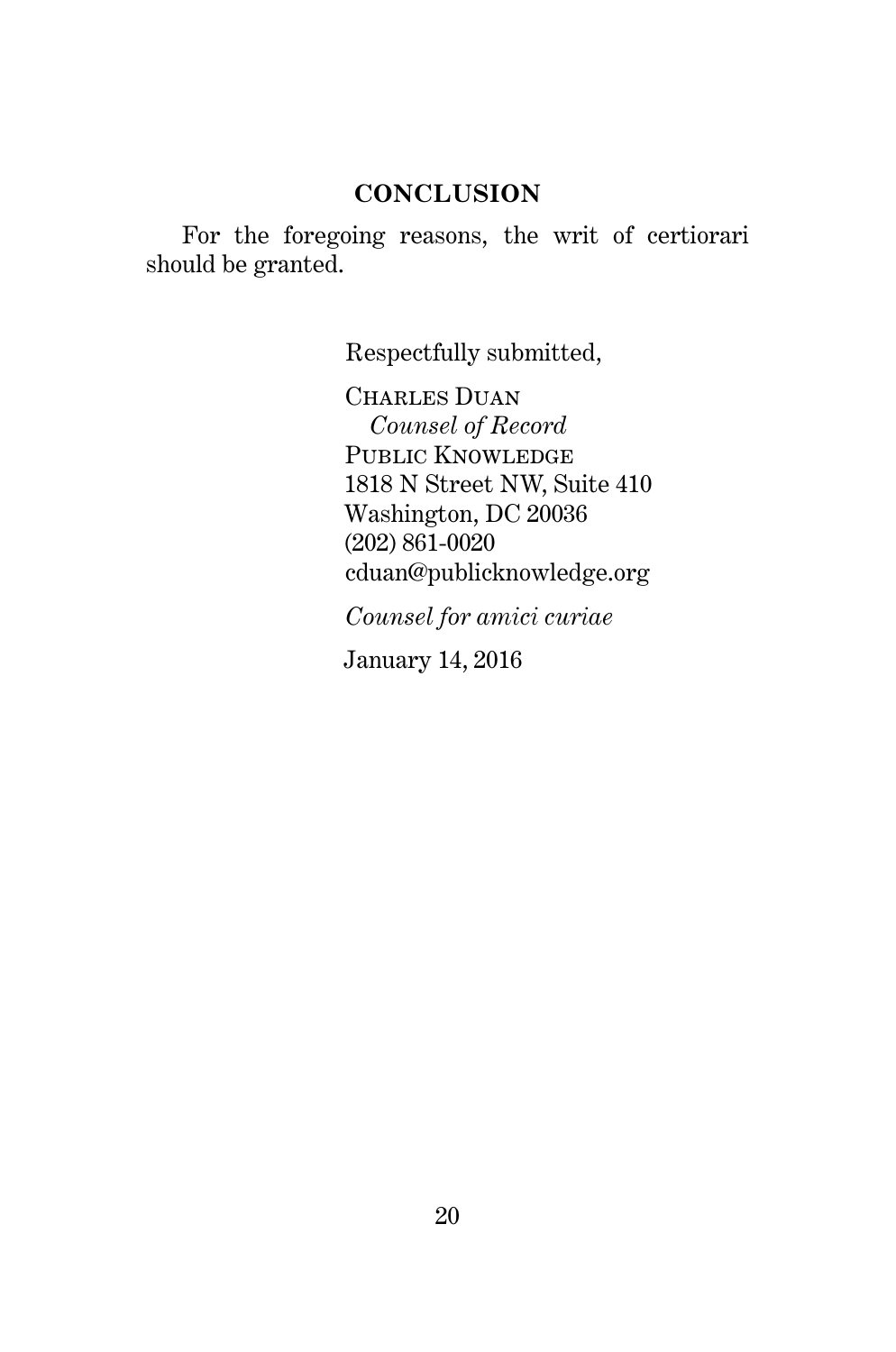## CONCLUSION

For the foregoing reasons, the writ of certiorari should be granted.

Respectfully submitted,

Charles Duan
*Counsel of Record*
Public Knowledge
1818 N Street NW, Suite 410
Washington, DC 20036
(202) 861-0020
cduan@publicknowledge.org

*Counsel for amici curiae*

January 14, 2016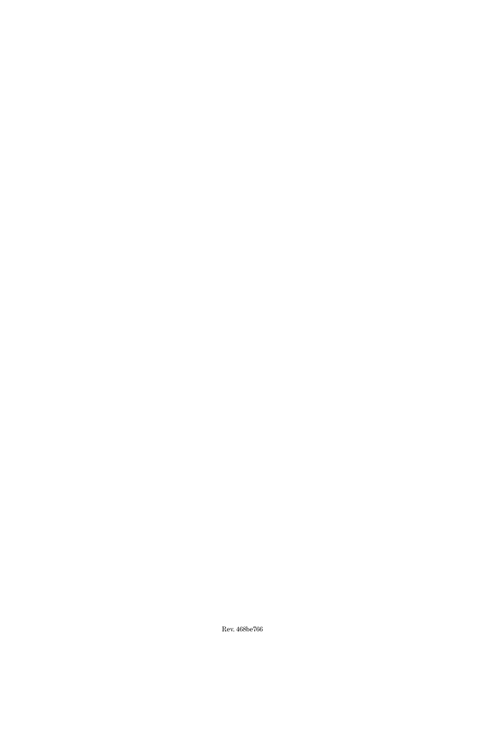Rev. 468be766